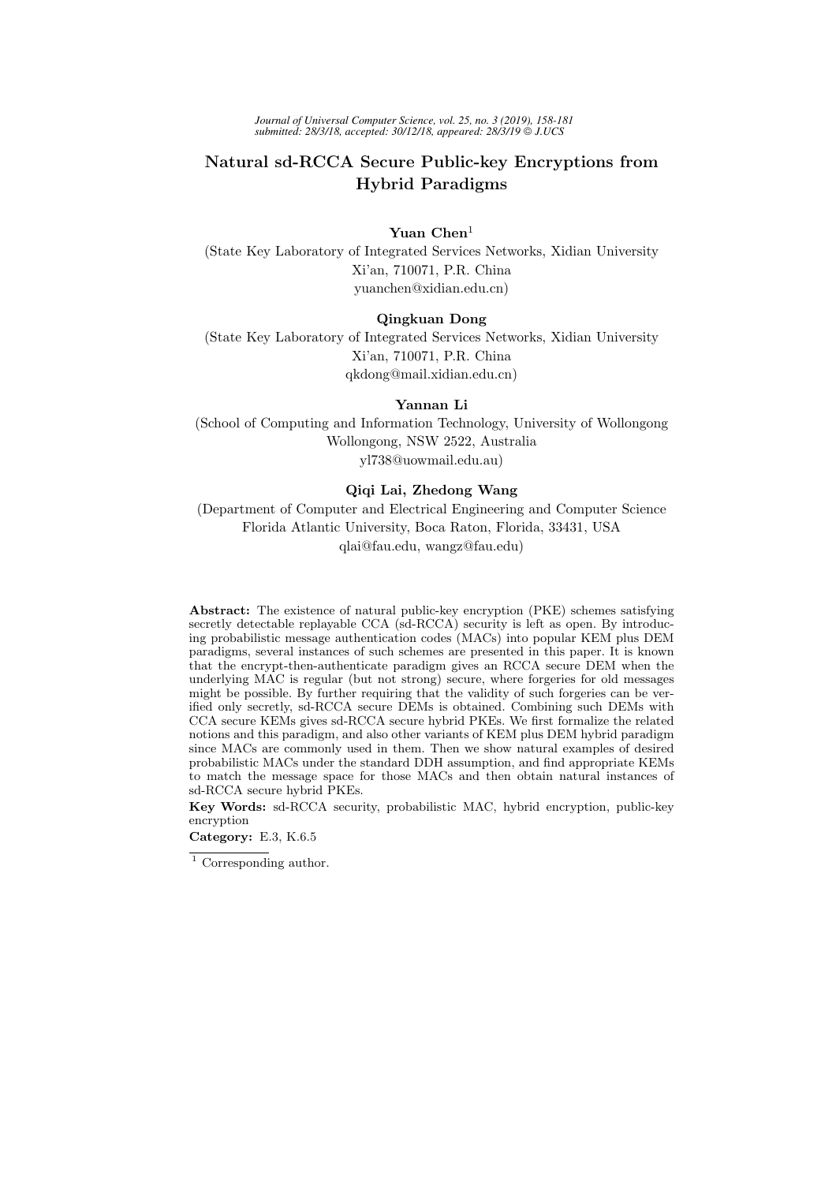# Natural sd-RCCA Secure Public-key Encryptions from Hybrid Paradigms

**Yuan Chen**[1]

(State Key Laboratory of Integrated Services Networks, Xidian University
Xi'an, 710071, P.R. China
yuanchen@xidian.edu.cn)

**Qingkuan Dong**

(State Key Laboratory of Integrated Services Networks, Xidian University
Xi'an, 710071, P.R. China
qkdong@mail.xidian.edu.cn)

**Yannan Li**

(School of Computing and Information Technology, University of Wollongong
Wollongong, NSW 2522, Australia
yl738@uowmail.edu.au)

**Qiqi Lai, Zhedong Wang**

(Department of Computer and Electrical Engineering and Computer Science
Florida Atlantic University, Boca Raton, Florida, 33431, USA
qlai@fau.edu, wangz@fau.edu)

**Abstract:** The existence of natural public-key encryption (PKE) schemes satisfying secretly detectable replayable CCA (sd-RCCA) security is left as open. By introducing probabilistic message authentication codes (MACs) into popular KEM plus DEM paradigms, several instances of such schemes are presented in this paper. It is known that the encrypt-then-authenticate paradigm gives an RCCA secure DEM when the underlying MAC is regular (but not strong) secure, where forgeries for old messages might be possible. By further requiring that the validity of such forgeries can be verified only secretly, sd-RCCA secure DEMs is obtained. Combining such DEMs with CCA secure KEMs gives sd-RCCA secure hybrid PKEs. We first formalize the related notions and this paradigm, and also other variants of KEM plus DEM hybrid paradigm since MACs are commonly used in them. Then we show natural examples of desired probabilistic MACs under the standard DDH assumption, and find appropriate KEMs to match the message space for those MACs and then obtain natural instances of sd-RCCA secure hybrid PKEs.

**Key Words:** sd-RCCA security, probabilistic MAC, hybrid encryption, public-key encryption

**Category:** E.3, K.6.5

[1] Corresponding author.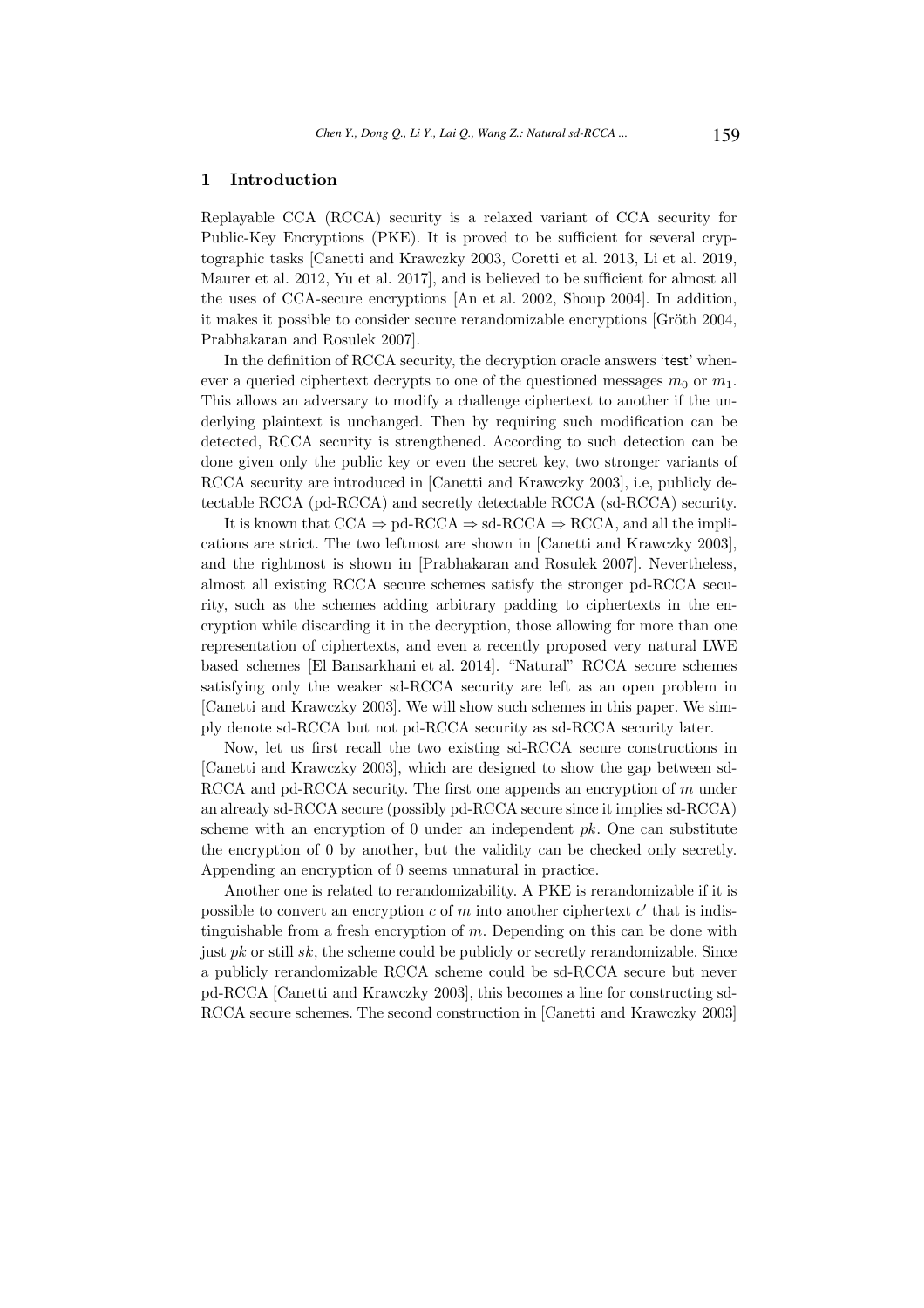## 1 Introduction

Replayable CCA (RCCA) security is a relaxed variant of CCA security for Public-Key Encryptions (PKE). It is proved to be sufficient for several cryptographic tasks [Canetti and Krawczky 2003, Coretti et al. 2013, Li et al. 2019, Maurer et al. 2012, Yu et al. 2017], and is believed to be sufficient for almost all the uses of CCA-secure encryptions [An et al. 2002, Shoup 2004]. In addition, it makes it possible to consider secure rerandomizable encryptions [Gröth 2004, Prabhakaran and Rosulek 2007].

In the definition of RCCA security, the decryption oracle answers 'test' whenever a queried ciphertext decrypts to one of the questioned messages $m_0$ or $m_1$. This allows an adversary to modify a challenge ciphertext to another if the underlying plaintext is unchanged. Then by requiring such modification can be detected, RCCA security is strengthened. According to such detection can be done given only the public key or even the secret key, two stronger variants of RCCA security are introduced in [Canetti and Krawczky 2003], i.e, publicly detectable RCCA (pd-RCCA) and secretly detectable RCCA (sd-RCCA) security.

It is known that CCA $\Rightarrow$ pd-RCCA $\Rightarrow$ sd-RCCA $\Rightarrow$ RCCA, and all the implications are strict. The two leftmost are shown in [Canetti and Krawczky 2003], and the rightmost is shown in [Prabhakaran and Rosulek 2007]. Nevertheless, almost all existing RCCA secure schemes satisfy the stronger pd-RCCA security, such as the schemes adding arbitrary padding to ciphertexts in the encryption while discarding it in the decryption, those allowing for more than one representation of ciphertexts, and even a recently proposed very natural LWE based schemes [El Bansarkhani et al. 2014]. "Natural" RCCA secure schemes satisfying only the weaker sd-RCCA security are left as an open problem in [Canetti and Krawczky 2003]. We will show such schemes in this paper. We simply denote sd-RCCA but not pd-RCCA security as sd-RCCA security later.

Now, let us first recall the two existing sd-RCCA secure constructions in [Canetti and Krawczky 2003], which are designed to show the gap between sd-RCCA and pd-RCCA security. The first one appends an encryption of $m$ under an already sd-RCCA secure (possibly pd-RCCA secure since it implies sd-RCCA) scheme with an encryption of 0 under an independent $pk$. One can substitute the encryption of 0 by another, but the validity can be checked only secretly. Appending an encryption of 0 seems unnatural in practice.

Another one is related to rerandomizability. A PKE is rerandomizable if it is possible to convert an encryption $c$ of $m$ into another ciphertext $c'$ that is indistinguishable from a fresh encryption of $m$. Depending on this can be done with just $pk$ or still $sk$, the scheme could be publicly or secretly rerandomizable. Since a publicly rerandomizable RCCA scheme could be sd-RCCA secure but never pd-RCCA [Canetti and Krawczky 2003], this becomes a line for constructing sd-RCCA secure schemes. The second construction in [Canetti and Krawczky 2003]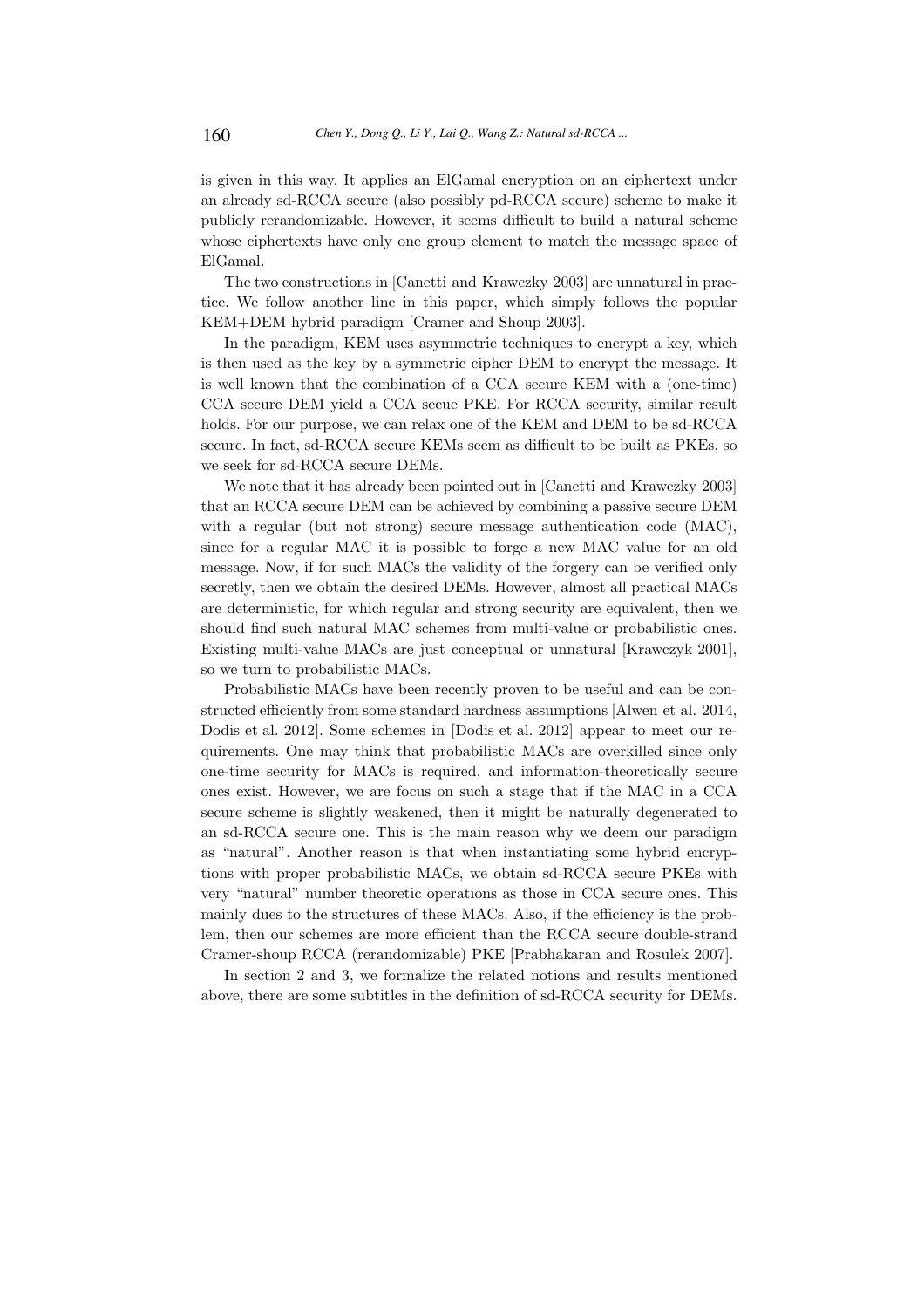is given in this way. It applies an ElGamal encryption on an ciphertext under an already sd-RCCA secure (also possibly pd-RCCA secure) scheme to make it publicly rerandomizable. However, it seems difficult to build a natural scheme whose ciphertexts have only one group element to match the message space of ElGamal.

The two constructions in [Canetti and Krawczky 2003] are unnatural in practice. We follow another line in this paper, which simply follows the popular KEM+DEM hybrid paradigm [Cramer and Shoup 2003].

In the paradigm, KEM uses asymmetric techniques to encrypt a key, which is then used as the key by a symmetric cipher DEM to encrypt the message. It is well known that the combination of a CCA secure KEM with a (one-time) CCA secure DEM yield a CCA secue PKE. For RCCA security, similar result holds. For our purpose, we can relax one of the KEM and DEM to be sd-RCCA secure. In fact, sd-RCCA secure KEMs seem as difficult to be built as PKEs, so we seek for sd-RCCA secure DEMs.

We note that it has already been pointed out in [Canetti and Krawczky 2003] that an RCCA secure DEM can be achieved by combining a passive secure DEM with a regular (but not strong) secure message authentication code (MAC), since for a regular MAC it is possible to forge a new MAC value for an old message. Now, if for such MACs the validity of the forgery can be verified only secretly, then we obtain the desired DEMs. However, almost all practical MACs are deterministic, for which regular and strong security are equivalent, then we should find such natural MAC schemes from multi-value or probabilistic ones. Existing multi-value MACs are just conceptual or unnatural [Krawczyk 2001], so we turn to probabilistic MACs.

Probabilistic MACs have been recently proven to be useful and can be constructed efficiently from some standard hardness assumptions [Alwen et al. 2014, Dodis et al. 2012]. Some schemes in [Dodis et al. 2012] appear to meet our requirements. One may think that probabilistic MACs are overkilled since only one-time security for MACs is required, and information-theoretically secure ones exist. However, we are focus on such a stage that if the MAC in a CCA secure scheme is slightly weakened, then it might be naturally degenerated to an sd-RCCA secure one. This is the main reason why we deem our paradigm as "natural". Another reason is that when instantiating some hybrid encryptions with proper probabilistic MACs, we obtain sd-RCCA secure PKEs with very "natural" number theoretic operations as those in CCA secure ones. This mainly dues to the structures of these MACs. Also, if the efficiency is the problem, then our schemes are more efficient than the RCCA secure double-strand Cramer-shoup RCCA (rerandomizable) PKE [Prabhakaran and Rosulek 2007].

In section 2 and 3, we formalize the related notions and results mentioned above, there are some subtitles in the definition of sd-RCCA security for DEMs.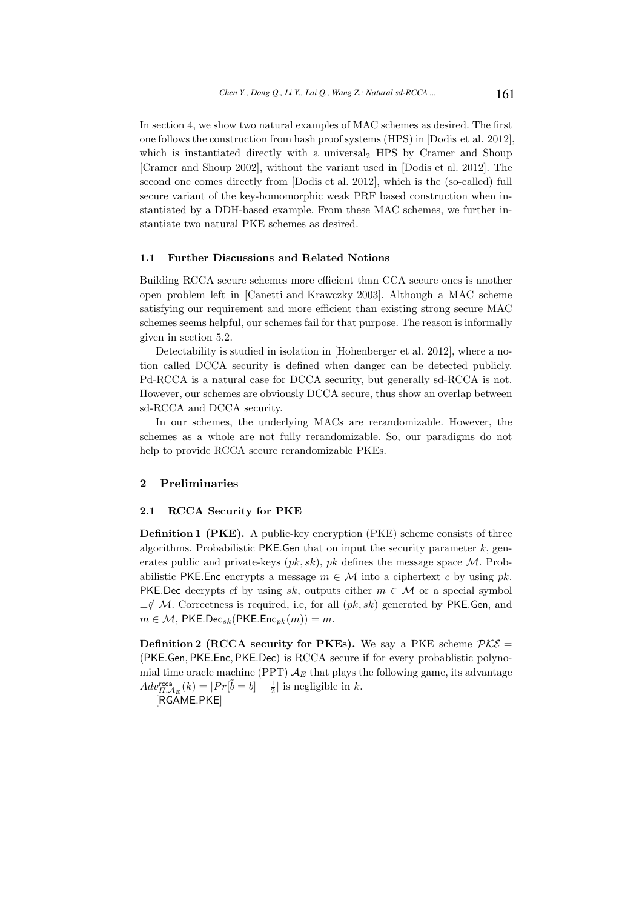In section 4, we show two natural examples of MAC schemes as desired. The first one follows the construction from hash proof systems (HPS) in [Dodis et al. 2012], which is instantiated directly with a universal$_2$ HPS by Cramer and Shoup [Cramer and Shoup 2002], without the variant used in [Dodis et al. 2012]. The second one comes directly from [Dodis et al. 2012], which is the (so-called) full secure variant of the key-homomorphic weak PRF based construction when instantiated by a DDH-based example. From these MAC schemes, we further instantiate two natural PKE schemes as desired.

### 1.1 Further Discussions and Related Notions

Building RCCA secure schemes more efficient than CCA secure ones is another open problem left in [Canetti and Krawczky 2003]. Although a MAC scheme satisfying our requirement and more efficient than existing strong secure MAC schemes seems helpful, our schemes fail for that purpose. The reason is informally given in section 5.2.

Detectability is studied in isolation in [Hohenberger et al. 2012], where a notion called DCCA security is defined when danger can be detected publicly. Pd-RCCA is a natural case for DCCA security, but generally sd-RCCA is not. However, our schemes are obviously DCCA secure, thus show an overlap between sd-RCCA and DCCA security.

In our schemes, the underlying MACs are rerandomizable. However, the schemes as a whole are not fully rerandomizable. So, our paradigms do not help to provide RCCA secure rerandomizable PKEs.

## 2 Preliminaries

### 2.1 RCCA Security for PKE

**Definition 1 (PKE).** A public-key encryption (PKE) scheme consists of three algorithms. Probabilistic $\mathsf{PKE.Gen}$ that on input the security parameter $k$, generates public and private-keys $(pk, sk)$, $pk$ defines the message space $\mathcal{M}$. Probabilistic $\mathsf{PKE.Enc}$ encrypts a message $m \in \mathcal{M}$ into a ciphertext $c$ by using $pk$. $\mathsf{PKE.Dec}$ decrypts $cf$ by using $sk$, outputs either $m \in \mathcal{M}$ or a special symbol $\perp \notin \mathcal{M}$. Correctness is required, i.e, for all $(pk, sk)$ generated by $\mathsf{PKE.Gen}$, and $m \in \mathcal{M}$, $\mathsf{PKE.Dec}_{sk}(\mathsf{PKE.Enc}_{pk}(m)) = m$.

**Definition 2 (RCCA security for PKEs).** We say a PKE scheme $\mathcal{PKE} = (\mathsf{PKE.Gen}, \mathsf{PKE.Enc}, \mathsf{PKE.Dec})$ is RCCA secure if for every probablistic polynomial time oracle machine (PPT) $\mathcal{A}_E$ that plays the following game, its advantage $Adv^{\mathsf{rcca}}_{\Pi,\mathcal{A}_E}(k) = |Pr[\tilde{b} = b] - \frac{1}{2}|$ is negligible in $k$.

[RGAME.PKE]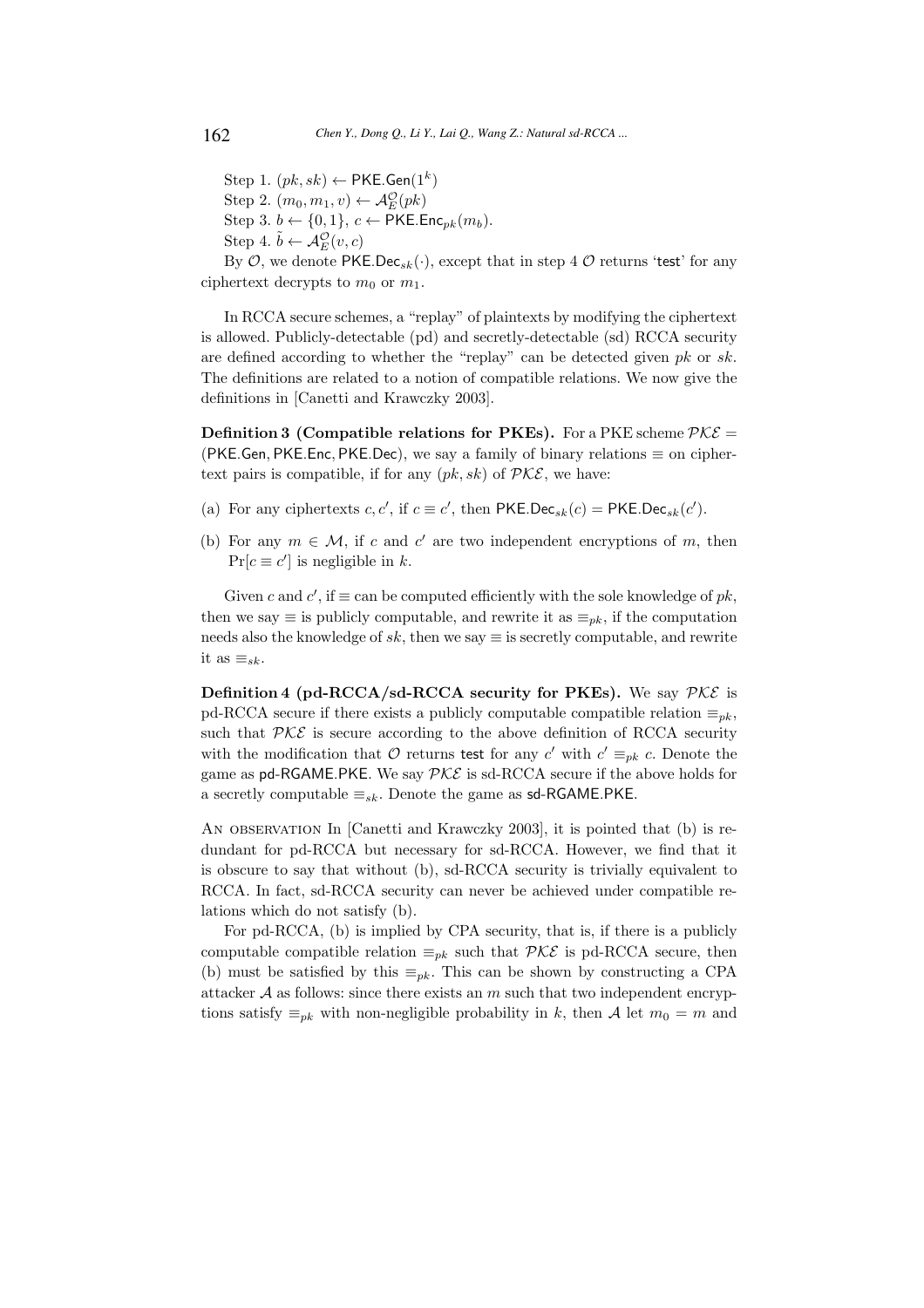Step 1. $(pk, sk) \leftarrow \mathsf{PKE.Gen}(1^k)$

Step 2. $(m_0, m_1, v) \leftarrow \mathcal{A}_E^{\mathcal{O}}(pk)$

Step 3. $b \leftarrow \{0,1\}$, $c \leftarrow \mathsf{PKE.Enc}_{pk}(m_b)$.

Step 4. $\tilde{b} \leftarrow \mathcal{A}_E^{\mathcal{O}}(v, c)$

By $\mathcal{O}$, we denote $\mathsf{PKE.Dec}_{sk}(\cdot)$, except that in step 4 $\mathcal{O}$ returns '$\mathsf{test}$' for any ciphertext decrypts to $m_0$ or $m_1$.

In RCCA secure schemes, a "replay" of plaintexts by modifying the ciphertext is allowed. Publicly-detectable (pd) and secretly-detectable (sd) RCCA security are defined according to whether the "replay" can be detected given $pk$ or $sk$. The definitions are related to a notion of compatible relations. We now give the definitions in [Canetti and Krawczky 2003].

**Definition 3 (Compatible relations for PKEs).** For a PKE scheme $\mathcal{PKE} = (\mathsf{PKE.Gen}, \mathsf{PKE.Enc}, \mathsf{PKE.Dec})$, we say a family of binary relations $\equiv$ on ciphertext pairs is compatible, if for any $(pk, sk)$ of $\mathcal{PKE}$, we have:

(a) For any ciphertexts $c, c'$, if $c \equiv c'$, then $\mathsf{PKE.Dec}_{sk}(c) = \mathsf{PKE.Dec}_{sk}(c')$.

(b) For any $m \in \mathcal{M}$, if $c$ and $c'$ are two independent encryptions of $m$, then $\Pr[c \equiv c']$ is negligible in $k$.

Given $c$ and $c'$, if $\equiv$ can be computed efficiently with the sole knowledge of $pk$, then we say $\equiv$ is publicly computable, and rewrite it as $\equiv_{pk}$, if the computation needs also the knowledge of $sk$, then we say $\equiv$ is secretly computable, and rewrite it as $\equiv_{sk}$.

**Definition 4 (pd-RCCA/sd-RCCA security for PKEs).** We say $\mathcal{PKE}$ is pd-RCCA secure if there exists a publicly computable compatible relation $\equiv_{pk}$, such that $\mathcal{PKE}$ is secure according to the above definition of RCCA security with the modification that $\mathcal{O}$ returns $\mathsf{test}$ for any $c'$ with $c' \equiv_{pk} c$. Denote the game as $\mathsf{pd\text{-}RGAME.PKE}$. We say $\mathcal{PKE}$ is sd-RCCA secure if the above holds for a secretly computable $\equiv_{sk}$. Denote the game as $\mathsf{sd\text{-}RGAME.PKE}$.

An observation In [Canetti and Krawczky 2003], it is pointed that (b) is redundant for pd-RCCA but necessary for sd-RCCA. However, we find that it is obscure to say that without (b), sd-RCCA security is trivially equivalent to RCCA. In fact, sd-RCCA security can never be achieved under compatible relations which do not satisfy (b).

For pd-RCCA, (b) is implied by CPA security, that is, if there is a publicly computable compatible relation $\equiv_{pk}$ such that $\mathcal{PKE}$ is pd-RCCA secure, then (b) must be satisfied by this $\equiv_{pk}$. This can be shown by constructing a CPA attacker $\mathcal{A}$ as follows: since there exists an $m$ such that two independent encryptions satisfy $\equiv_{pk}$ with non-negligible probability in $k$, then $\mathcal{A}$ let $m_0 = m$ and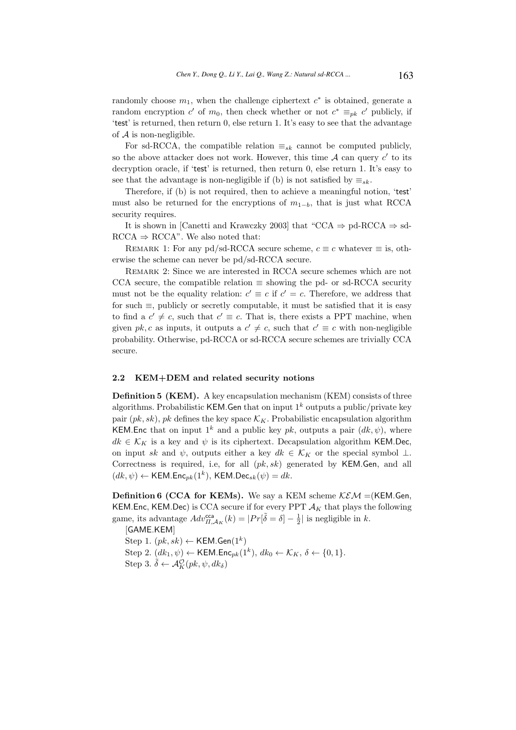randomly choose $m_1$, when the challenge ciphertext $c^*$ is obtained, generate a random encryption $c'$ of $m_0$, then check whether or not $c^* \equiv_{pk} c'$ publicly, if 'test' is returned, then return 0, else return 1. It's easy to see that the advantage of $\mathcal{A}$ is non-negligible.

For sd-RCCA, the compatible relation $\equiv_{sk}$ cannot be computed publicly, so the above attacker does not work. However, this time $\mathcal{A}$ can query $c'$ to its decryption oracle, if 'test' is returned, then return 0, else return 1. It's easy to see that the advantage is non-negligible if (b) is not satisfied by $\equiv_{sk}$.

Therefore, if (b) is not required, then to achieve a meaningful notion, 'test' must also be returned for the encryptions of $m_{1-b}$, that is just what RCCA security requires.

It is shown in [Canetti and Krawczky 2003] that "CCA $\Rightarrow$ pd-RCCA $\Rightarrow$ sd-RCCA $\Rightarrow$ RCCA". We also noted that:

Remark 1: For any pd/sd-RCCA secure scheme, $c \equiv c$ whatever $\equiv$ is, otherwise the scheme can never be pd/sd-RCCA secure.

Remark 2: Since we are interested in RCCA secure schemes which are not CCA secure, the compatible relation $\equiv$ showing the pd- or sd-RCCA security must not be the equality relation: $c' \equiv c$ if $c' = c$. Therefore, we address that for such $\equiv$, publicly or secretly computable, it must be satisfied that it is easy to find a $c' \neq c$, such that $c' \equiv c$. That is, there exists a PPT machine, when given $pk, c$ as inputs, it outputs a $c' \neq c$, such that $c' \equiv c$ with non-negligible probability. Otherwise, pd-RCCA or sd-RCCA secure schemes are trivially CCA secure.

### 2.2 KEM+DEM and related security notions

**Definition 5 (KEM).** A key encapsulation mechanism (KEM) consists of three algorithms. Probabilistic $\mathsf{KEM.Gen}$ that on input $1^k$ outputs a public/private key pair $(pk, sk)$, $pk$ defines the key space $\mathcal{K}_K$. Probabilistic encapsulation algorithm $\mathsf{KEM.Enc}$ that on input $1^k$ and a public key $pk$, outputs a pair $(dk, \psi)$, where $dk \in \mathcal{K}_K$ is a key and $\psi$ is its ciphertext. Decapsulation algorithm $\mathsf{KEM.Dec}$, on input $sk$ and $\psi$, outputs either a key $dk \in \mathcal{K}_K$ or the special symbol $\perp$. Correctness is required, i.e, for all $(pk, sk)$ generated by $\mathsf{KEM.Gen}$, and all $(dk, \psi) \leftarrow \mathsf{KEM.Enc}_{pk}(1^k)$, $\mathsf{KEM.Dec}_{sk}(\psi) = dk$.

**Definition 6 (CCA for KEMs).** We say a KEM scheme $\mathcal{KEM}$ =($\mathsf{KEM.Gen}$, $\mathsf{KEM.Enc}$, $\mathsf{KEM.Dec}$) is CCA secure if for every PPT $\mathcal{A}_K$ that plays the following game, its advantage $Adv^{\mathsf{cca}}_{\Pi,\mathcal{A}_K}(k) = |Pr[\tilde{\delta} = \delta] - \frac{1}{2}|$ is negligible in $k$.

[GAME.KEM]

Step 1. $(pk, sk) \leftarrow \mathsf{KEM.Gen}(1^k)$

Step 2. $(dk_1, \psi) \leftarrow \mathsf{KEM.Enc}_{pk}(1^k)$, $dk_0 \leftarrow \mathcal{K}_K$, $\delta \leftarrow \{0, 1\}$.

Step 3. $\tilde{\delta} \leftarrow \mathcal{A}_K^{\mathcal{O}}(pk, \psi, dk_\delta)$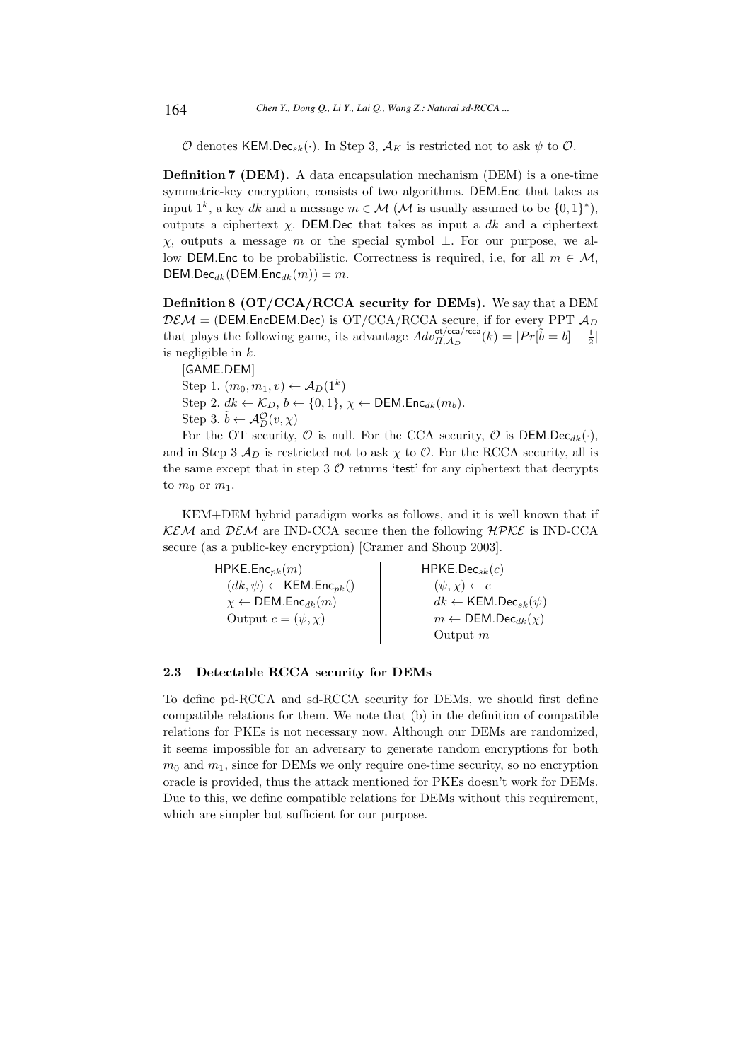$\mathcal{O}$ denotes $\mathsf{KEM.Dec}_{sk}(\cdot)$. In Step 3, $\mathcal{A}_K$ is restricted not to ask $\psi$ to $\mathcal{O}$.

**Definition 7 (DEM).** A data encapsulation mechanism (DEM) is a one-time symmetric-key encryption, consists of two algorithms. $\mathsf{DEM.Enc}$ that takes as input $1^k$, a key $dk$ and a message $m \in \mathcal{M}$ ($\mathcal{M}$ is usually assumed to be $\{0,1\}^*$), outputs a ciphertext $\chi$. $\mathsf{DEM.Dec}$ that takes as input a $dk$ and a ciphertext $\chi$, outputs a message $m$ or the special symbol $\perp$. For our purpose, we allow $\mathsf{DEM.Enc}$ to be probabilistic. Correctness is required, i.e, for all $m \in \mathcal{M}$, $\mathsf{DEM.Dec}_{dk}(\mathsf{DEM.Enc}_{dk}(m)) = m$.

**Definition 8 (OT/CCA/RCCA security for DEMs).** We say that a DEM $\mathcal{DEM} = (\mathsf{DEM.Enc}\mathsf{DEM.Dec})$ is OT/CCA/RCCA secure, if for every PPT $\mathcal{A}_D$ that plays the following game, its advantage $Adv^{\mathsf{ot/cca/rcca}}_{\Pi,\mathcal{A}_D}(k) = |Pr[\tilde{b} = b] - \frac{1}{2}|$ is negligible in $k$.

[GAME.DEM]

Step 1. $(m_0, m_1, v) \leftarrow \mathcal{A}_D(1^k)$

Step 2. $dk \leftarrow \mathcal{K}_D$, $b \leftarrow \{0,1\}$, $\chi \leftarrow \mathsf{DEM.Enc}_{dk}(m_b)$.

Step 3. $\tilde{b} \leftarrow \mathcal{A}_D^{\mathcal{O}}(v, \chi)$

For the OT security, $\mathcal{O}$ is null. For the CCA security, $\mathcal{O}$ is $\mathsf{DEM.Dec}_{dk}(\cdot)$, and in Step 3 $\mathcal{A}_D$ is restricted not to ask $\chi$ to $\mathcal{O}$. For the RCCA security, all is the same except that in step 3 $\mathcal{O}$ returns '$\mathsf{test}$' for any ciphertext that decrypts to $m_0$ or $m_1$.

KEM+DEM hybrid paradigm works as follows, and it is well known that if $\mathcal{KEM}$ and $\mathcal{DEM}$ are IND-CCA secure then the following $\mathcal{HPKE}$ is IND-CCA secure (as a public-key encryption) [Cramer and Shoup 2003].

| $\mathsf{HPKE.Enc}_{pk}(m)$ | $\mathsf{HPKE.Dec}_{sk}(c)$ |
|---|---|
| $(dk, \psi) \leftarrow \mathsf{KEM.Enc}_{pk}()$ | $(\psi, \chi) \leftarrow c$ |
| $\chi \leftarrow \mathsf{DEM.Enc}_{dk}(m)$ | $dk \leftarrow \mathsf{KEM.Dec}_{sk}(\psi)$ |
| Output $c = (\psi, \chi)$ | $m \leftarrow \mathsf{DEM.Dec}_{dk}(\chi)$ |
| | Output $m$ |

### 2.3 Detectable RCCA security for DEMs

To define pd-RCCA and sd-RCCA security for DEMs, we should first define compatible relations for them. We note that (b) in the definition of compatible relations for PKEs is not necessary now. Although our DEMs are randomized, it seems impossible for an adversary to generate random encryptions for both $m_0$ and $m_1$, since for DEMs we only require one-time security, so no encryption oracle is provided, thus the attack mentioned for PKEs doesn't work for DEMs. Due to this, we define compatible relations for DEMs without this requirement, which are simpler but sufficient for our purpose.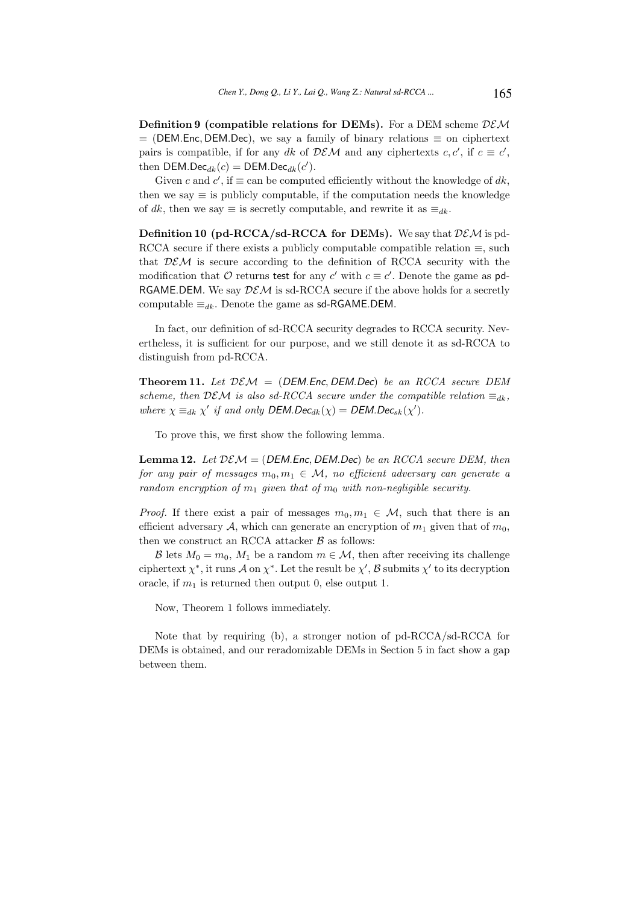**Definition 9 (compatible relations for DEMs).** For a DEM scheme $\mathcal{DEM}$ $= (\mathsf{DEM.Enc}, \mathsf{DEM.Dec})$, we say a family of binary relations $\equiv$ on ciphertext pairs is compatible, if for any $dk$ of $\mathcal{DEM}$ and any ciphertexts $c, c'$, if $c \equiv c'$, then $\mathsf{DEM.Dec}_{dk}(c) = \mathsf{DEM.Dec}_{dk}(c')$.

Given $c$ and $c'$, if $\equiv$ can be computed efficiently without the knowledge of $dk$, then we say $\equiv$ is publicly computable, if the computation needs the knowledge of $dk$, then we say $\equiv$ is secretly computable, and rewrite it as $\equiv_{dk}$.

**Definition 10 (pd-RCCA/sd-RCCA for DEMs).** We say that $\mathcal{DEM}$ is pd-RCCA secure if there exists a publicly computable compatible relation $\equiv$, such that $\mathcal{DEM}$ is secure according to the definition of RCCA security with the modification that $\mathcal{O}$ returns $\mathsf{test}$ for any $c'$ with $c \equiv c'$. Denote the game as $\mathsf{pd\text{-}RGAME.DEM}$. We say $\mathcal{DEM}$ is sd-RCCA secure if the above holds for a secretly computable $\equiv_{dk}$. Denote the game as $\mathsf{sd\text{-}RGAME.DEM}$.

In fact, our definition of sd-RCCA security degrades to RCCA security. Nevertheless, it is sufficient for our purpose, and we still denote it as sd-RCCA to distinguish from pd-RCCA.

**Theorem 11.** *Let $\mathcal{DEM} = (\mathsf{DEM.Enc}, \mathsf{DEM.Dec})$ be an RCCA secure DEM scheme, then $\mathcal{DEM}$ is also sd-RCCA secure under the compatible relation $\equiv_{dk}$, where $\chi \equiv_{dk} \chi'$ if and only if $\mathsf{DEM.Dec}_{dk}(\chi) = \mathsf{DEM.Dec}_{sk}(\chi')$.*

To prove this, we first show the following lemma.

**Lemma 12.** *Let $\mathcal{DEM} = (\mathsf{DEM.Enc}, \mathsf{DEM.Dec})$ be an RCCA secure DEM, then for any pair of messages $m_0, m_1 \in \mathcal{M}$, no efficient adversary can generate a random encryption of $m_1$ given that of $m_0$ with non-negligible security.*

*Proof.* If there exist a pair of messages $m_0, m_1 \in \mathcal{M}$, such that there is an efficient adversary $\mathcal{A}$, which can generate an encryption of $m_1$ given that of $m_0$, then we construct an RCCA attacker $\mathcal{B}$ as follows:

$\mathcal{B}$ lets $M_0 = m_0$, $M_1$ be a random $m \in \mathcal{M}$, then after receiving its challenge ciphertext $\chi^*$, it runs $\mathcal{A}$ on $\chi^*$. Let the result be $\chi'$, $\mathcal{B}$ submits $\chi'$ to its decryption oracle, if $m_1$ is returned then output 0, else output 1.

Now, Theorem 1 follows immediately.

Note that by requiring (b), a stronger notion of pd-RCCA/sd-RCCA for DEMs is obtained, and our reradomizable DEMs in Section 5 in fact show a gap between them.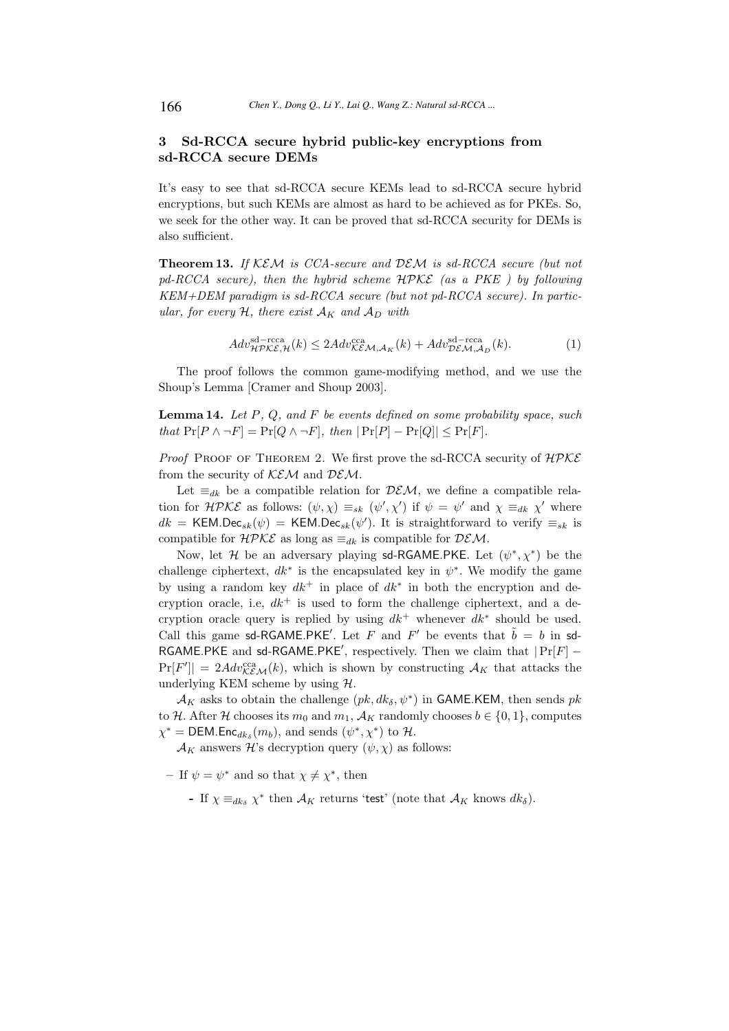## 3 Sd-RCCA secure hybrid public-key encryptions from sd-RCCA secure DEMs

It's easy to see that sd-RCCA secure KEMs lead to sd-RCCA secure hybrid encryptions, but such KEMs are almost as hard to be achieved as for PKEs. So, we seek for the other way. It can be proved that sd-RCCA security for DEMs is also sufficient.

**Theorem 13.** *If $\mathcal{KEM}$ is CCA-secure and $\mathcal{DEM}$ is sd-RCCA secure (but not pd-RCCA secure), then the hybrid scheme $\mathcal{HPKE}$ (as a PKE ) by following KEM+DEM paradigm is sd-RCCA secure (but not pd-RCCA secure). In particular, for every $\mathcal{H}$, there exist $\mathcal{A}_K$ and $\mathcal{A}_D$ with*

$$Adv^{\mathrm{sd-rcca}}_{\mathcal{HPKE},\mathcal{H}}(k) \leq 2Adv^{\mathrm{cca}}_{\mathcal{KEM},\mathcal{A}_K}(k) + Adv^{\mathrm{sd-rcca}}_{\mathcal{DEM},\mathcal{A}_D}(k). \tag{1}$$

The proof follows the common game-modifying method, and we use the Shoup's Lemma [Cramer and Shoup 2003].

**Lemma 14.** *Let $P$, $Q$, and $F$ be events defined on some probability space, such that $\Pr[P \wedge \neg F] = \Pr[Q \wedge \neg F]$, then $|\Pr[P] - \Pr[Q]| \leq \Pr[F]$.*

*Proof* Proof of Theorem 2. We first prove the sd-RCCA security of $\mathcal{HPKE}$ from the security of $\mathcal{KEM}$ and $\mathcal{DEM}$.

Let $\equiv_{dk}$ be a compatible relation for $\mathcal{DEM}$, we define a compatible relation for $\mathcal{HPKE}$ as follows: $(\psi, \chi) \equiv_{sk} (\psi', \chi')$ if $\psi = \psi'$ and $\chi \equiv_{dk} \chi'$ where $dk = \mathsf{KEM.Dec}_{sk}(\psi) = \mathsf{KEM.Dec}_{sk}(\psi')$. It is straightforward to verify $\equiv_{sk}$ is compatible for $\mathcal{HPKE}$ as long as $\equiv_{dk}$ is compatible for $\mathcal{DEM}$.

Now, let $\mathcal{H}$ be an adversary playing $\mathsf{sd\text{-}RGAME.PKE}$. Let $(\psi^*, \chi^*)$ be the challenge ciphertext, $dk^*$ is the encapsulated key in $\psi^*$. We modify the game by using a random key $dk^+$ in place of $dk^*$ in both the encryption and decryption oracle, i.e, $dk^+$ is used to form the challenge ciphertext, and a decryption oracle query is replied by using $dk^+$ whenever $dk^*$ should be used. Call this game $\mathsf{sd\text{-}RGAME.PKE}'$. Let $F$ and $F'$ be events that $\tilde{b} = b$ in $\mathsf{sd\text{-}RGAME.PKE}$ and $\mathsf{sd\text{-}RGAME.PKE}'$, respectively. Then we claim that $|\Pr[F] - \Pr[F']| = 2Adv^{\mathrm{cca}}_{\mathcal{KEM}}(k)$, which is shown by constructing $\mathcal{A}_K$ that attacks the underlying KEM scheme by using $\mathcal{H}$.

$\mathcal{A}_K$ asks to obtain the challenge $(pk, dk_\delta, \psi^*)$ in $\mathsf{GAME.KEM}$, then sends $pk$ to $\mathcal{H}$. After $\mathcal{H}$ chooses its $m_0$ and $m_1$, $\mathcal{A}_K$ randomly chooses $b \in \{0, 1\}$, computes $\chi^* = \mathsf{DEM.Enc}_{dk_\delta}(m_b)$, and sends $(\psi^*, \chi^*)$ to $\mathcal{H}$.

$\mathcal{A}_K$ answers $\mathcal{H}$'s decryption query $(\psi, \chi)$ as follows:

- If $\psi = \psi^*$ and so that $\chi \neq \chi^*$, then
  - If $\chi \equiv_{dk_\delta} \chi^*$ then $\mathcal{A}_K$ returns '$\mathsf{test}$' (note that $\mathcal{A}_K$ knows $dk_\delta$).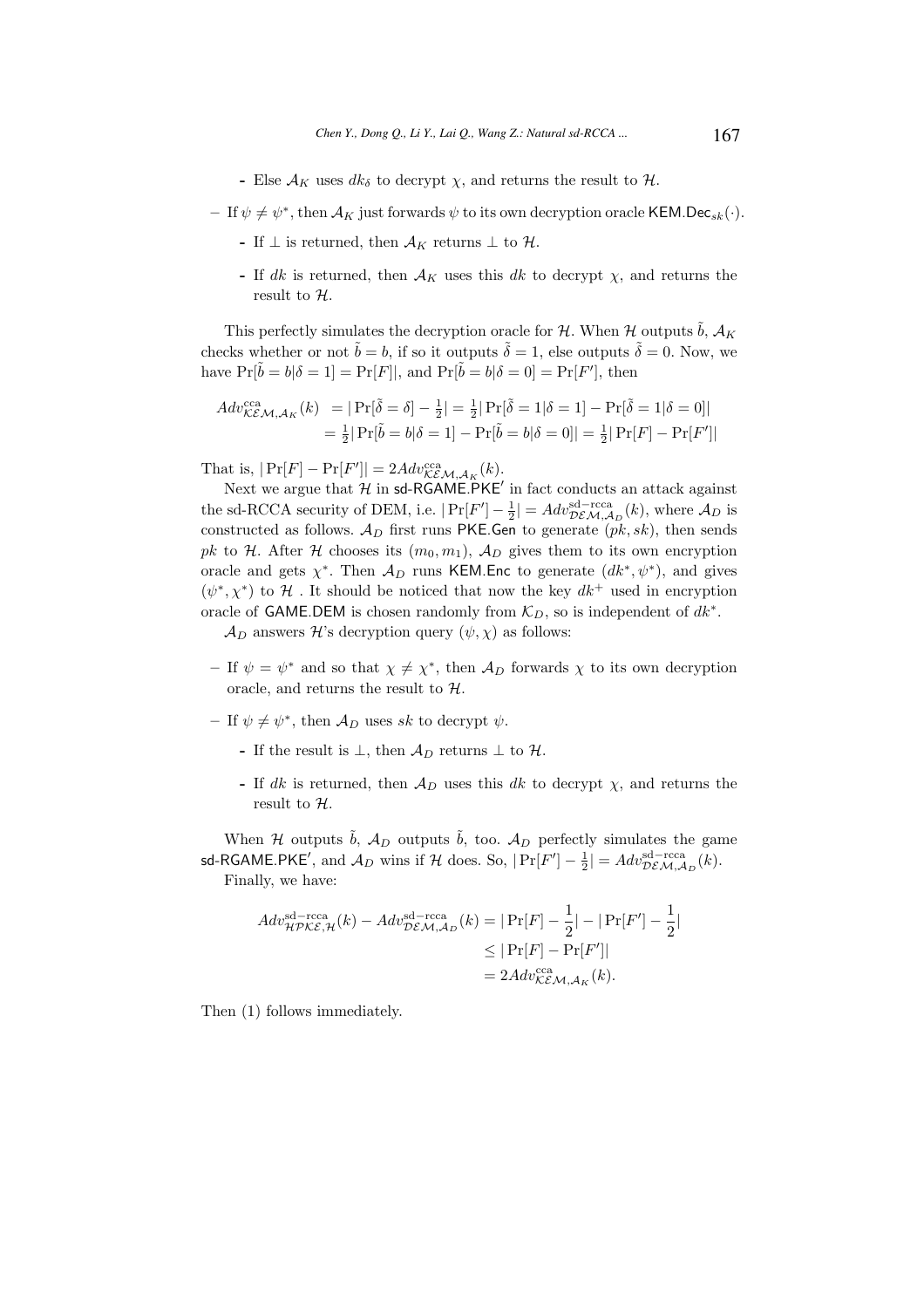- Else $\mathcal{A}_K$ uses $dk_\delta$ to decrypt $\chi$, and returns the result to $\mathcal{H}$.

- If $\psi \neq \psi^*$, then $\mathcal{A}_K$ just forwards $\psi$ to its own decryption oracle $\mathsf{KEM.Dec}_{sk}(\cdot)$.
  - If $\perp$ is returned, then $\mathcal{A}_K$ returns $\perp$ to $\mathcal{H}$.
  - If $dk$ is returned, then $\mathcal{A}_K$ uses this $dk$ to decrypt $\chi$, and returns the result to $\mathcal{H}$.

This perfectly simulates the decryption oracle for $\mathcal{H}$. When $\mathcal{H}$ outputs $\tilde{b}$, $\mathcal{A}_K$ checks whether or not $\tilde{b} = b$, if so it outputs $\tilde{\delta} = 1$, else outputs $\tilde{\delta} = 0$. Now, we have $\Pr[\tilde{b} = b|\delta = 1] = \Pr[F]|$, and $\Pr[\tilde{b} = b|\delta = 0] = \Pr[F']$, then

$$
\begin{aligned}
Adv^{\mathrm{cca}}_{\mathcal{KEM},\mathcal{A}_K}(k) &= |\Pr[\tilde{\delta} = \delta] - \tfrac{1}{2}| = \tfrac{1}{2}|\Pr[\tilde{\delta} = 1|\delta = 1] - \Pr[\tilde{\delta} = 1|\delta = 0]| \\
&= \tfrac{1}{2}|\Pr[\tilde{b} = b|\delta = 1] - \Pr[\tilde{b} = b|\delta = 0]| = \tfrac{1}{2}|\Pr[F] - \Pr[F']|
\end{aligned}
$$

That is, $|\Pr[F] - \Pr[F']| = 2Adv^{\mathrm{cca}}_{\mathcal{KEM},\mathcal{A}_K}(k)$.

Next we argue that $\mathcal{H}$ in $\mathsf{sd\text{-}RGAME.PKE'}$ in fact conducts an attack against the sd-RCCA security of DEM, i.e. $|\Pr[F'] - \frac{1}{2}| = Adv^{\mathrm{sd-rcca}}_{\mathcal{DEM},\mathcal{A}_D}(k)$, where $\mathcal{A}_D$ is constructed as follows. $\mathcal{A}_D$ first runs $\mathsf{PKE.Gen}$ to generate $(pk, sk)$, then sends $pk$ to $\mathcal{H}$. After $\mathcal{H}$ chooses its $(m_0, m_1)$, $\mathcal{A}_D$ gives them to its own encryption oracle and gets $\chi^*$. Then $\mathcal{A}_D$ runs $\mathsf{KEM.Enc}$ to generate $(dk^*, \psi^*)$, and gives $(\psi^*, \chi^*)$ to $\mathcal{H}$ . It should be noticed that now the key $dk^+$ used in encryption oracle of $\mathsf{GAME.DEM}$ is chosen randomly from $\mathcal{K}_D$, so is independent of $dk^*$.

$\mathcal{A}_D$ answers $\mathcal{H}$'s decryption query $(\psi, \chi)$ as follows:

- If $\psi = \psi^*$ and so that $\chi \neq \chi^*$, then $\mathcal{A}_D$ forwards $\chi$ to its own decryption oracle, and returns the result to $\mathcal{H}$.
- If $\psi \neq \psi^*$, then $\mathcal{A}_D$ uses $sk$ to decrypt $\psi$.
  - If the result is $\perp$, then $\mathcal{A}_D$ returns $\perp$ to $\mathcal{H}$.
  - If $dk$ is returned, then $\mathcal{A}_D$ uses this $dk$ to decrypt $\chi$, and returns the result to $\mathcal{H}$.

When $\mathcal{H}$ outputs $\tilde{b}$, $\mathcal{A}_D$ outputs $\tilde{b}$, too. $\mathcal{A}_D$ perfectly simulates the game $\mathsf{sd\text{-}RGAME.PKE'}$, and $\mathcal{A}_D$ wins if $\mathcal{H}$ does. So, $|\Pr[F'] - \frac{1}{2}| = Adv^{\mathrm{sd-rcca}}_{\mathcal{DEM},\mathcal{A}_D}(k)$.

Finally, we have:

$$
\begin{aligned}
Adv^{\mathrm{sd-rcca}}_{\mathcal{HPKE},\mathcal{H}}(k) - Adv^{\mathrm{sd-rcca}}_{\mathcal{DEM},\mathcal{A}_D}(k) &= |\Pr[F] - \frac{1}{2}| - |\Pr[F'] - \frac{1}{2}| \\
&\leq |\Pr[F] - \Pr[F']| \\
&= 2Adv^{\mathrm{cca}}_{\mathcal{KEM},\mathcal{A}_K}(k).
\end{aligned}
$$

Then (1) follows immediately.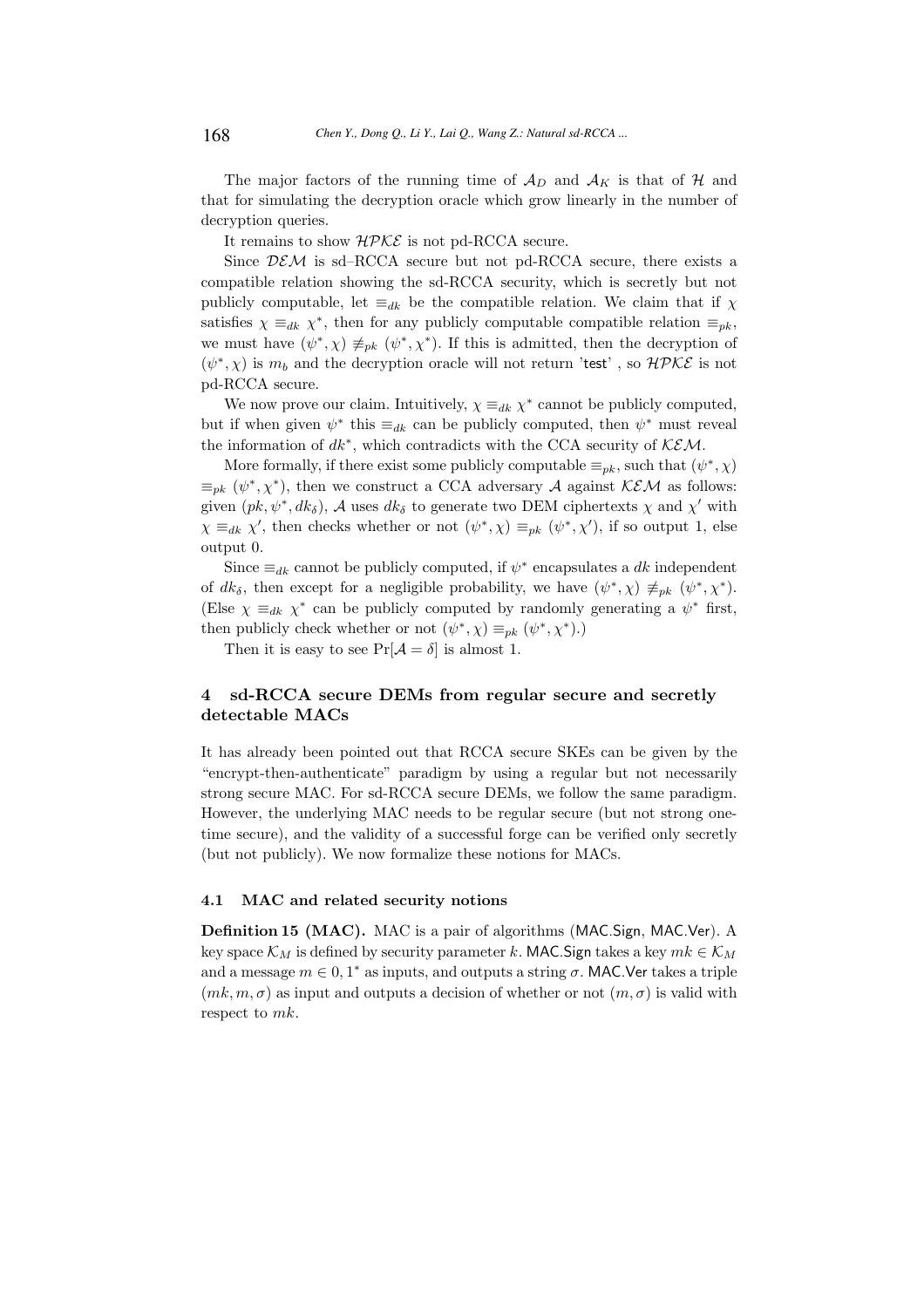The major factors of the running time of $\mathcal{A}_D$ and $\mathcal{A}_K$ is that of $\mathcal{H}$ and that for simulating the decryption oracle which grow linearly in the number of decryption queries.

It remains to show $\mathcal{HPKE}$ is not pd-RCCA secure.

Since $\mathcal{DEM}$ is sd–RCCA secure but not pd-RCCA secure, there exists a compatible relation showing the sd-RCCA security, which is secretly but not publicly computable, let $\equiv_{dk}$ be the compatible relation. We claim that if $\chi$ satisfies $\chi \equiv_{dk} \chi^*$, then for any publicly computable compatible relation $\equiv_{pk}$, we must have $(\psi^*, \chi) \not\equiv_{pk} (\psi^*, \chi^*)$. If this is admitted, then the decryption of $(\psi^*, \chi)$ is $m_b$ and the decryption oracle will not return 'test' , so $\mathcal{HPKE}$ is not pd-RCCA secure.

We now prove our claim. Intuitively, $\chi \equiv_{dk} \chi^*$ cannot be publicly computed, but if when given $\psi^*$ this $\equiv_{dk}$ can be publicly computed, then $\psi^*$ must reveal the information of $dk^*$, which contradicts with the CCA security of $\mathcal{KEM}$.

More formally, if there exist some publicly computable $\equiv_{pk}$, such that $(\psi^*, \chi)$ $\equiv_{pk}$ $(\psi^*, \chi^*)$, then we construct a CCA adversary $\mathcal{A}$ against $\mathcal{KEM}$ as follows: given $(pk, \psi^*, dk_\delta)$, $\mathcal{A}$ uses $dk_\delta$ to generate two DEM ciphertexts $\chi$ and $\chi'$ with $\chi \equiv_{dk} \chi'$, then checks whether or not $(\psi^*, \chi) \equiv_{pk} (\psi^*, \chi')$, if so output 1, else output 0.

Since $\equiv_{dk}$ cannot be publicly computed, if $\psi^*$ encapsulates a $dk$ independent of $dk_\delta$, then except for a negligible probability, we have $(\psi^*, \chi) \not\equiv_{pk} (\psi^*, \chi^*)$. (Else $\chi \equiv_{dk} \chi^*$ can be publicly computed by randomly generating a $\psi^*$ first, then publicly check whether or not $(\psi^*, \chi) \equiv_{pk} (\psi^*, \chi^*)$.)

Then it is easy to see $\Pr[\mathcal{A} = \delta]$ is almost 1.

## 4 sd-RCCA secure DEMs from regular secure and secretly detectable MACs

It has already been pointed out that RCCA secure SKEs can be given by the "encrypt-then-authenticate" paradigm by using a regular but not necessarily strong secure MAC. For sd-RCCA secure DEMs, we follow the same paradigm. However, the underlying MAC needs to be regular secure (but not strong one-time secure), and the validity of a successful forge can be verified only secretly (but not publicly). We now formalize these notions for MACs.

### 4.1 MAC and related security notions

**Definition 15 (MAC).** MAC is a pair of algorithms (MAC.Sign, MAC.Ver). A key space $\mathcal{K}_M$ is defined by security parameter $k$. MAC.Sign takes a key $mk \in \mathcal{K}_M$ and a message $m \in 0, 1^*$ as inputs, and outputs a string $\sigma$. MAC.Ver takes a triple $(mk, m, \sigma)$ as input and outputs a decision of whether or not $(m, \sigma)$ is valid with respect to $mk$.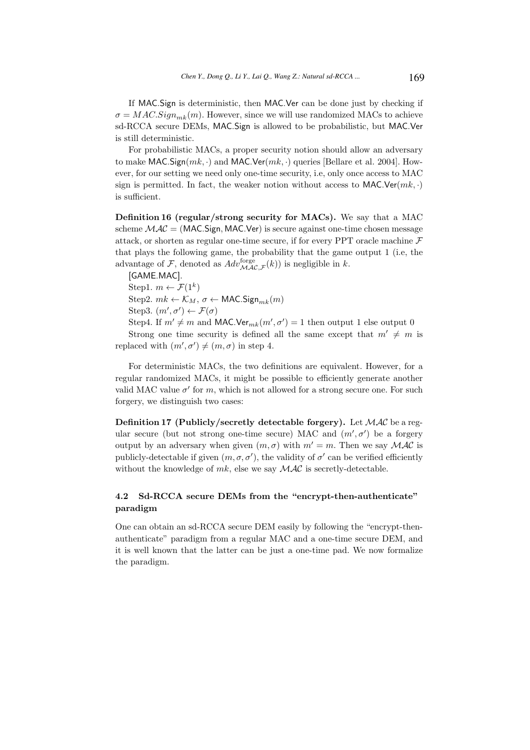If MAC.Sign is deterministic, then MAC.Ver can be done just by checking if $\sigma = MAC.Sign_{mk}(m)$. However, since we will use randomized MACs to achieve sd-RCCA secure DEMs, MAC.Sign is allowed to be probabilistic, but MAC.Ver is still deterministic.

For probabilistic MACs, a proper security notion should allow an adversary to make $\mathsf{MAC.Sign}(mk, \cdot)$ and $\mathsf{MAC.Ver}(mk, \cdot)$ queries [Bellare et al. 2004]. However, for our setting we need only one-time security, i.e, only once access to MAC sign is permitted. In fact, the weaker notion without access to $\mathsf{MAC.Ver}(mk, \cdot)$ is sufficient.

**Definition 16 (regular/strong security for MACs).** We say that a MAC scheme $\mathcal{MAC} = (\mathsf{MAC.Sign}, \mathsf{MAC.Ver})$ is secure against one-time chosen message attack, or shorten as regular one-time secure, if for every PPT oracle machine $\mathcal{F}$ that plays the following game, the probability that the game output 1 (i.e, the advantage of $\mathcal{F}$, denoted as $Adv^{\text{forge}}_{\mathcal{MAC},\mathcal{F}}(k)$) is negligible in $k$.

[GAME.MAC].

Step1. $m \leftarrow \mathcal{F}(1^k)$

Step2. $mk \leftarrow \mathcal{K}_M$, $\sigma \leftarrow \mathsf{MAC.Sign}_{mk}(m)$

Step3. $(m', \sigma') \leftarrow \mathcal{F}(\sigma)$

Step4. If $m' \neq m$ and $\mathsf{MAC.Ver}_{mk}(m', \sigma') = 1$ then output 1 else output 0

Strong one time security is defined all the same except that $m' \neq m$ is replaced with $(m', \sigma') \neq (m, \sigma)$ in step 4.

For deterministic MACs, the two definitions are equivalent. However, for a regular randomized MACs, it might be possible to efficiently generate another valid MAC value $\sigma'$ for $m$, which is not allowed for a strong secure one. For such forgery, we distinguish two cases:

**Definition 17 (Publicly/secretly detectable forgery).** Let $\mathcal{MAC}$ be a regular secure (but not strong one-time secure) MAC and $(m', \sigma')$ be a forgery output by an adversary when given $(m, \sigma)$ with $m' = m$. Then we say $\mathcal{MAC}$ is publicly-detectable if given $(m, \sigma, \sigma')$, the validity of $\sigma'$ can be verified efficiently without the knowledge of $mk$, else we say $\mathcal{MAC}$ is secretly-detectable.

### 4.2 Sd-RCCA secure DEMs from the "encrypt-then-authenticate" paradigm

One can obtain an sd-RCCA secure DEM easily by following the "encrypt-then-authenticate" paradigm from a regular MAC and a one-time secure DEM, and it is well known that the latter can be just a one-time pad. We now formalize the paradigm.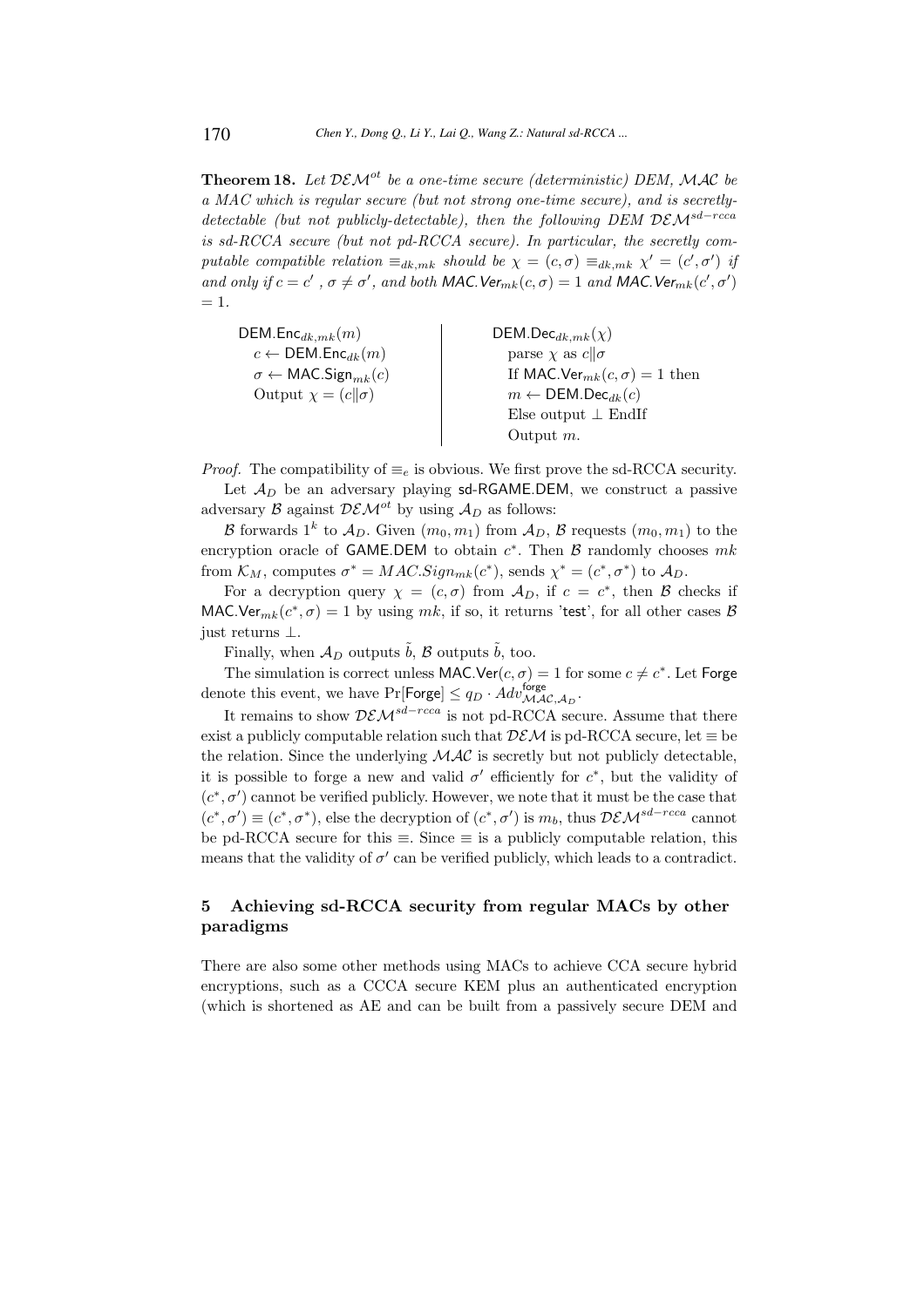**Theorem 18.** *Let $\mathcal{DEM}^{ot}$ be a one-time secure (deterministic) DEM, $\mathcal{MAC}$ be a MAC which is regular secure (but not strong one-time secure), and is secretly-detectable (but not publicly-detectable), then the following DEM $\mathcal{DEM}^{sd-rcca}$ is sd-RCCA secure (but not pd-RCCA secure). In particular, the secretly computable compatible relation $\equiv_{dk,mk}$ should be $\chi = (c, \sigma) \equiv_{dk,mk} \chi' = (c', \sigma')$ if and only if $c = c'$ , $\sigma \neq \sigma'$, and both $\mathsf{MAC.Ver}_{mk}(c, \sigma) = 1$ and $\mathsf{MAC.Ver}_{mk}(c', \sigma') = 1$.*

| $\mathsf{DEM.Enc}_{dk,mk}(m)$ | $\mathsf{DEM.Dec}_{dk,mk}(\chi)$ |
|---|---|
| $c \leftarrow \mathsf{DEM.Enc}_{dk}(m)$ | parse $\chi$ as $c \| \sigma$ |
| $\sigma \leftarrow \mathsf{MAC.Sign}_{mk}(c)$ | If $\mathsf{MAC.Ver}_{mk}(c, \sigma) = 1$ then |
| Output $\chi = (c \| \sigma)$ | $m \leftarrow \mathsf{DEM.Dec}_{dk}(c)$ |
| | Else output $\perp$ EndIf |
| | Output $m$. |

*Proof.* The compatibility of $\equiv_e$ is obvious. We first prove the sd-RCCA security.

Let $\mathcal{A}_D$ be an adversary playing $\mathsf{sd\text{-}RGAME.DEM}$, we construct a passive adversary $\mathcal{B}$ against $\mathcal{DEM}^{ot}$ by using $\mathcal{A}_D$ as follows:

$\mathcal{B}$ forwards $1^k$ to $\mathcal{A}_D$. Given $(m_0, m_1)$ from $\mathcal{A}_D$, $\mathcal{B}$ requests $(m_0, m_1)$ to the encryption oracle of $\mathsf{GAME.DEM}$ to obtain $c^*$. Then $\mathcal{B}$ randomly chooses $mk$ from $\mathcal{K}_M$, computes $\sigma^* = MAC.Sign_{mk}(c^*)$, sends $\chi^* = (c^*, \sigma^*)$ to $\mathcal{A}_D$.

For a decryption query $\chi = (c, \sigma)$ from $\mathcal{A}_D$, if $c = c^*$, then $\mathcal{B}$ checks if $\mathsf{MAC.Ver}_{mk}(c^*, \sigma) = 1$ by using $mk$, if so, it returns '$\mathsf{test}$', for all other cases $\mathcal{B}$ just returns $\perp$.

Finally, when $\mathcal{A}_D$ outputs $\tilde{b}$, $\mathcal{B}$ outputs $\tilde{b}$, too.

The simulation is correct unless $\mathsf{MAC.Ver}(c, \sigma) = 1$ for some $c \neq c^*$. Let $\mathsf{Forge}$ denote this event, we have $\Pr[\mathsf{Forge}] \leq q_D \cdot Adv^{\mathsf{forge}}_{\mathcal{MAC},\mathcal{A}_D}$.

It remains to show $\mathcal{DEM}^{sd-rcca}$ is not pd-RCCA secure. Assume that there exist a publicly computable relation such that $\mathcal{DEM}$ is pd-RCCA secure, let $\equiv$ be the relation. Since the underlying $\mathcal{MAC}$ is secretly but not publicly detectable, it is possible to forge a new and valid $\sigma'$ efficiently for $c^*$, but the validity of $(c^*, \sigma')$ cannot be verified publicly. However, we note that it must be the case that $(c^*, \sigma') \equiv (c^*, \sigma^*)$, else the decryption of $(c^*, \sigma')$ is $m_b$, thus $\mathcal{DEM}^{sd-rcca}$ cannot be pd-RCCA secure for this $\equiv$. Since $\equiv$ is a publicly computable relation, this means that the validity of $\sigma'$ can be verified publicly, which leads to a contradict.

## 5 Achieving sd-RCCA security from regular MACs by other paradigms

There are also some other methods using MACs to achieve CCA secure hybrid encryptions, such as a CCCA secure KEM plus an authenticated encryption (which is shortened as AE and can be built from a passively secure DEM and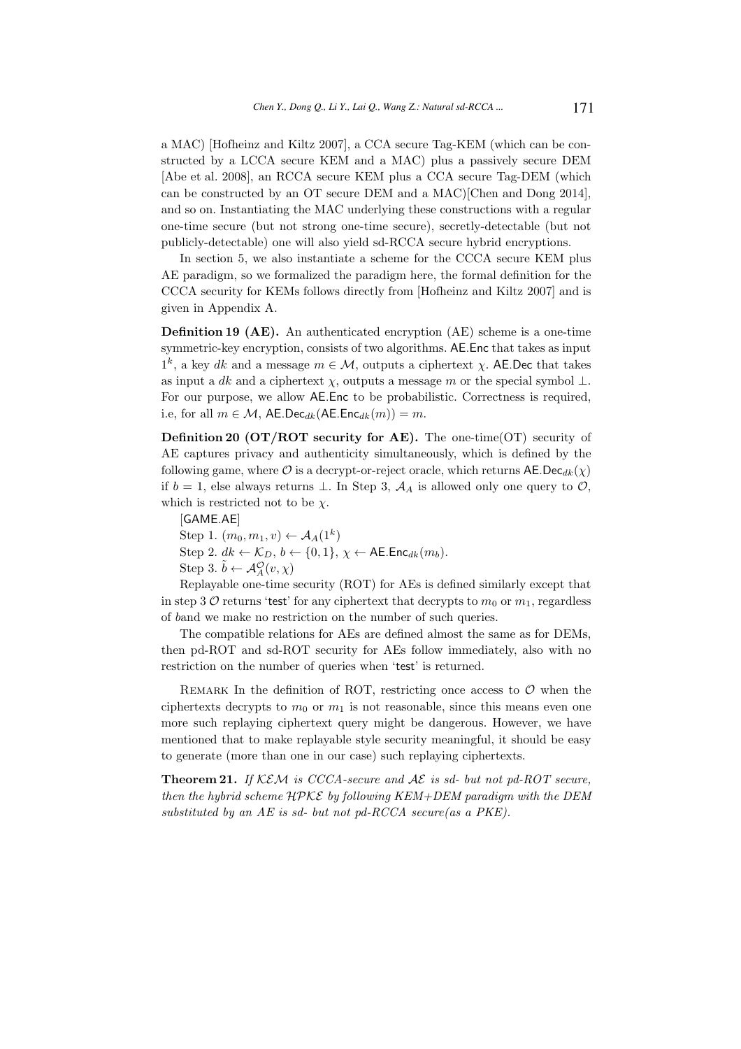a MAC) [Hofheinz and Kiltz 2007], a CCA secure Tag-KEM (which can be constructed by a LCCA secure KEM and a MAC) plus a passively secure DEM [Abe et al. 2008], an RCCA secure KEM plus a CCA secure Tag-DEM (which can be constructed by an OT secure DEM and a MAC)[Chen and Dong 2014], and so on. Instantiating the MAC underlying these constructions with a regular one-time secure (but not strong one-time secure), secretly-detectable (but not publicly-detectable) one will also yield sd-RCCA secure hybrid encryptions.

In section 5, we also instantiate a scheme for the CCCA secure KEM plus AE paradigm, so we formalized the paradigm here, the formal definition for the CCCA security for KEMs follows directly from [Hofheinz and Kiltz 2007] and is given in Appendix A.

**Definition 19 (AE).** An authenticated encryption (AE) scheme is a one-time symmetric-key encryption, consists of two algorithms. $\mathsf{AE.Enc}$ that takes as input $1^k$, a key $dk$ and a message $m \in \mathcal{M}$, outputs a ciphertext $\chi$. $\mathsf{AE.Dec}$ that takes as input a $dk$ and a ciphertext $\chi$, outputs a message $m$ or the special symbol $\perp$. For our purpose, we allow $\mathsf{AE.Enc}$ to be probabilistic. Correctness is required, i.e, for all $m \in \mathcal{M}$, $\mathsf{AE.Dec}_{dk}(\mathsf{AE.Enc}_{dk}(m)) = m$.

**Definition 20 (OT/ROT security for AE).** The one-time(OT) security of AE captures privacy and authenticity simultaneously, which is defined by the following game, where $\mathcal{O}$ is a decrypt-or-reject oracle, which returns $\mathsf{AE.Dec}_{dk}(\chi)$ if $b = 1$, else always returns $\perp$. In Step 3, $\mathcal{A}_A$ is allowed only one query to $\mathcal{O}$, which is restricted not to be $\chi$.

[GAME.AE]

Step 1. $(m_0, m_1, v) \leftarrow \mathcal{A}_A(1^k)$

Step 2. $dk \leftarrow \mathcal{K}_D$, $b \leftarrow \{0,1\}$, $\chi \leftarrow \mathsf{AE.Enc}_{dk}(m_b)$.

Step 3. $\tilde{b} \leftarrow \mathcal{A}_A^{\mathcal{O}}(v, \chi)$

Replayable one-time security (ROT) for AEs is defined similarly except that in step 3 $\mathcal{O}$ returns 'test' for any ciphertext that decrypts to $m_0$ or $m_1$, regardless of $b$and we make no restriction on the number of such queries.

The compatible relations for AEs are defined almost the same as for DEMs, then pd-ROT and sd-ROT security for AEs follow immediately, also with no restriction on the number of queries when 'test' is returned.

Remark In the definition of ROT, restricting once access to $\mathcal{O}$ when the ciphertexts decrypts to $m_0$ or $m_1$ is not reasonable, since this means even one more such replaying ciphertext query might be dangerous. However, we have mentioned that to make replayable style security meaningful, it should be easy to generate (more than one in our case) such replaying ciphertexts.

**Theorem 21.** *If $\mathcal{KEM}$ is CCCA-secure and $\mathcal{AE}$ is sd- but not pd-ROT secure, then the hybrid scheme $\mathcal{HPKE}$ by following KEM+DEM paradigm with the DEM substituted by an AE is sd- but not pd-RCCA secure(as a PKE).*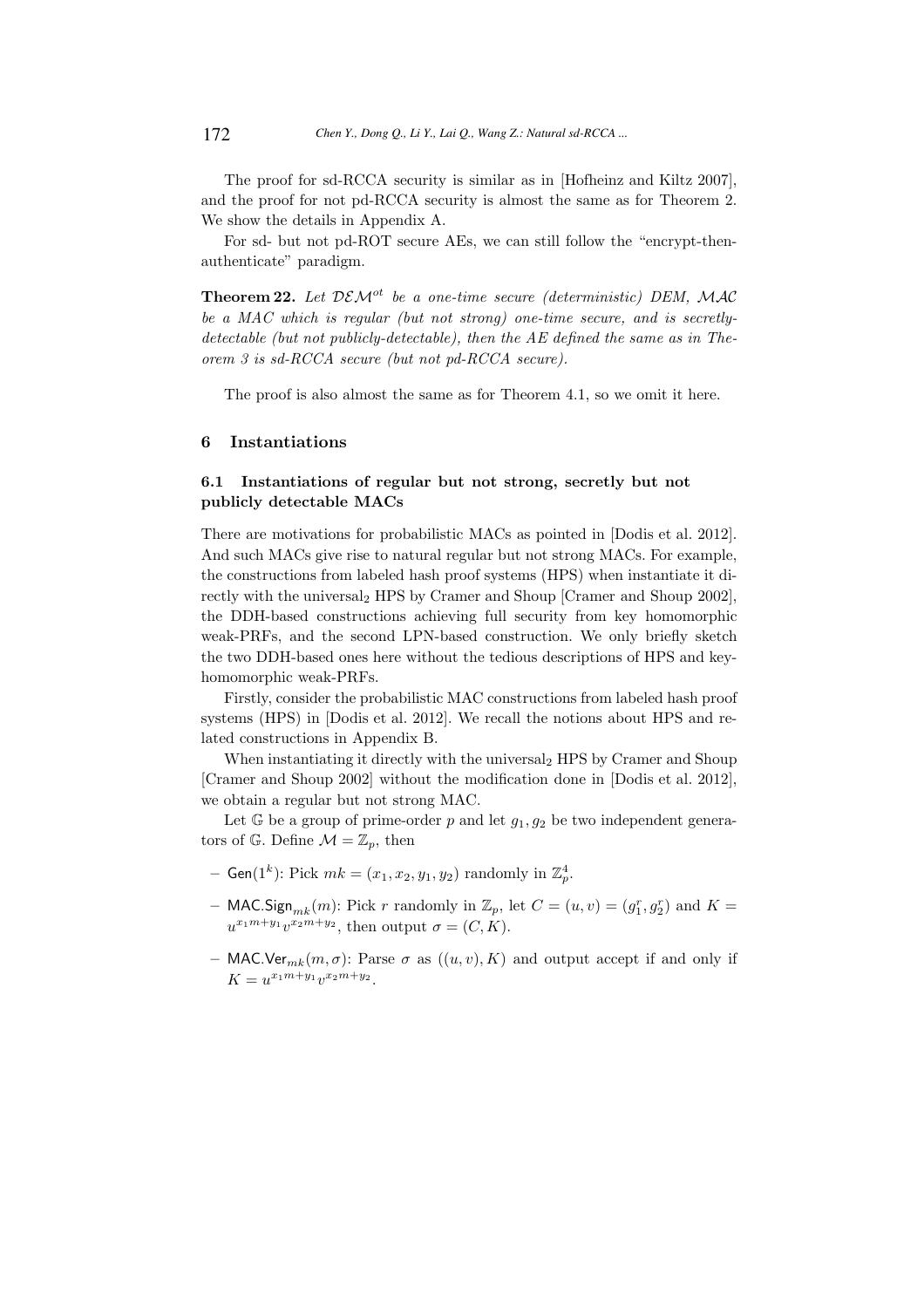The proof for sd-RCCA security is similar as in [Hofheinz and Kiltz 2007], and the proof for not pd-RCCA security is almost the same as for Theorem 2. We show the details in Appendix A.

For sd- but not pd-ROT secure AEs, we can still follow the "encrypt-then-authenticate" paradigm.

**Theorem 22.** *Let $\mathcal{DEM}^{ot}$ be a one-time secure (deterministic) DEM, $\mathcal{MAC}$ be a MAC which is regular (but not strong) one-time secure, and is secretly-detectable (but not publicly-detectable), then the AE defined the same as in Theorem 3 is sd-RCCA secure (but not pd-RCCA secure).*

The proof is also almost the same as for Theorem 4.1, so we omit it here.

## 6 Instantiations

### 6.1 Instantiations of regular but not strong, secretly but not publicly detectable MACs

There are motivations for probabilistic MACs as pointed in [Dodis et al. 2012]. And such MACs give rise to natural regular but not strong MACs. For example, the constructions from labeled hash proof systems (HPS) when instantiate it directly with the universal$_2$ HPS by Cramer and Shoup [Cramer and Shoup 2002], the DDH-based constructions achieving full security from key homomorphic weak-PRFs, and the second LPN-based construction. We only briefly sketch the two DDH-based ones here without the tedious descriptions of HPS and key-homomorphic weak-PRFs.

Firstly, consider the probabilistic MAC constructions from labeled hash proof systems (HPS) in [Dodis et al. 2012]. We recall the notions about HPS and related constructions in Appendix B.

When instantiating it directly with the universal$_2$ HPS by Cramer and Shoup [Cramer and Shoup 2002] without the modification done in [Dodis et al. 2012], we obtain a regular but not strong MAC.

Let $\mathbb{G}$ be a group of prime-order $p$ and let $g_1, g_2$ be two independent generators of $\mathbb{G}$. Define $\mathcal{M} = \mathbb{Z}_p$, then

- $\mathsf{Gen}(1^k)$: Pick $mk = (x_1, x_2, y_1, y_2)$ randomly in $\mathbb{Z}_p^4$.
- $\mathsf{MAC.Sign}_{mk}(m)$: Pick $r$ randomly in $\mathbb{Z}_p$, let $C = (u, v) = (g_1^r, g_2^r)$ and $K = u^{x_1 m + y_1} v^{x_2 m + y_2}$, then output $\sigma = (C, K)$.
- $\mathsf{MAC.Ver}_{mk}(m, \sigma)$: Parse $\sigma$ as $((u, v), K)$ and output accept if and only if $K = u^{x_1 m + y_1} v^{x_2 m + y_2}$.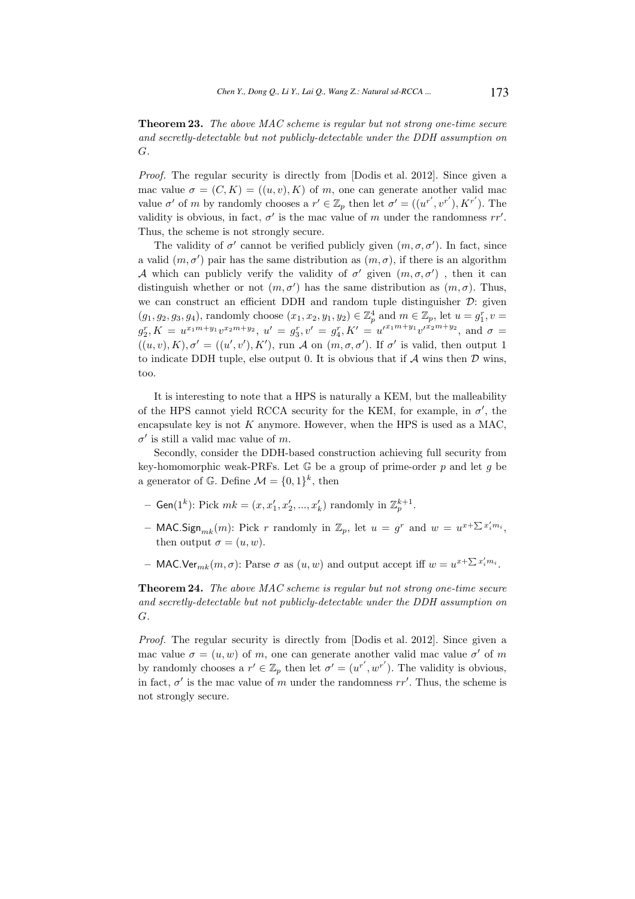**Theorem 23.** *The above MAC scheme is regular but not strong one-time secure and secretly-detectable but not publicly-detectable under the DDH assumption on G.*

*Proof.* The regular security is directly from [Dodis et al. 2012]. Since given a mac value $\sigma = (C, K) = ((u, v), K)$ of $m$, one can generate another valid mac value $\sigma'$ of $m$ by randomly chooses a $r' \in \mathbb{Z}_p$ then let $\sigma' = ((u^{r'}, v^{r'}), K^{r'})$. The validity is obvious, in fact, $\sigma'$ is the mac value of $m$ under the randomness $rr'$. Thus, the scheme is not strongly secure.

The validity of $\sigma'$ cannot be verified publicly given $(m, \sigma, \sigma')$. In fact, since a valid $(m, \sigma')$ pair has the same distribution as $(m, \sigma)$, if there is an algorithm $\mathcal{A}$ which can publicly verify the validity of $\sigma'$ given $(m, \sigma, \sigma')$ , then it can distinguish whether or not $(m, \sigma')$ has the same distribution as $(m, \sigma)$. Thus, we can construct an efficient DDH and random tuple distinguisher $\mathcal{D}$: given $(g_1, g_2, g_3, g_4)$, randomly choose $(x_1, x_2, y_1, y_2) \in \mathbb{Z}_p^4$ and $m \in \mathbb{Z}_p$, let $u = g_1^r, v = g_2^r, K = u^{x_1 m + y_1} v^{x_2 m + y_2}$, $u' = g_3^r, v' = g_4^r, K' = {u'}^{x_1 m + y_1} {v'}^{x_2 m + y_2}$, and $\sigma = ((u, v), K), \sigma' = ((u', v'), K')$, run $\mathcal{A}$ on $(m, \sigma, \sigma')$. If $\sigma'$ is valid, then output 1 to indicate DDH tuple, else output 0. It is obvious that if $\mathcal{A}$ wins then $\mathcal{D}$ wins, too.

It is interesting to note that a HPS is naturally a KEM, but the malleability of the HPS cannot yield RCCA security for the KEM, for example, in $\sigma'$, the encapsulate key is not $K$ anymore. However, when the HPS is used as a MAC, $\sigma'$ is still a valid mac value of $m$.

Secondly, consider the DDH-based construction achieving full security from key-homomorphic weak-PRFs. Let $\mathbb{G}$ be a group of prime-order $p$ and let $g$ be a generator of $\mathbb{G}$. Define $\mathcal{M} = \{0, 1\}^k$, then

- $\mathsf{Gen}(1^k)$: Pick $mk = (x, x'_1, x'_2, ..., x'_k)$ randomly in $\mathbb{Z}_p^{k+1}$.
- $\mathsf{MAC.Sign}_{mk}(m)$: Pick $r$ randomly in $\mathbb{Z}_p$, let $u = g^r$ and $w = u^{x + \sum x'_i m_i}$, then output $\sigma = (u, w)$.
- $\mathsf{MAC.Ver}_{mk}(m, \sigma)$: Parse $\sigma$ as $(u, w)$ and output accept iff $w = u^{x + \sum x'_i m_i}$.

**Theorem 24.** *The above MAC scheme is regular but not strong one-time secure and secretly-detectable but not publicly-detectable under the DDH assumption on G.*

*Proof.* The regular security is directly from [Dodis et al. 2012]. Since given a mac value $\sigma = (u, w)$ of $m$, one can generate another valid mac value $\sigma'$ of $m$ by randomly chooses a $r' \in \mathbb{Z}_p$ then let $\sigma' = (u^{r'}, w^{r'})$. The validity is obvious, in fact, $\sigma'$ is the mac value of $m$ under the randomness $rr'$. Thus, the scheme is not strongly secure.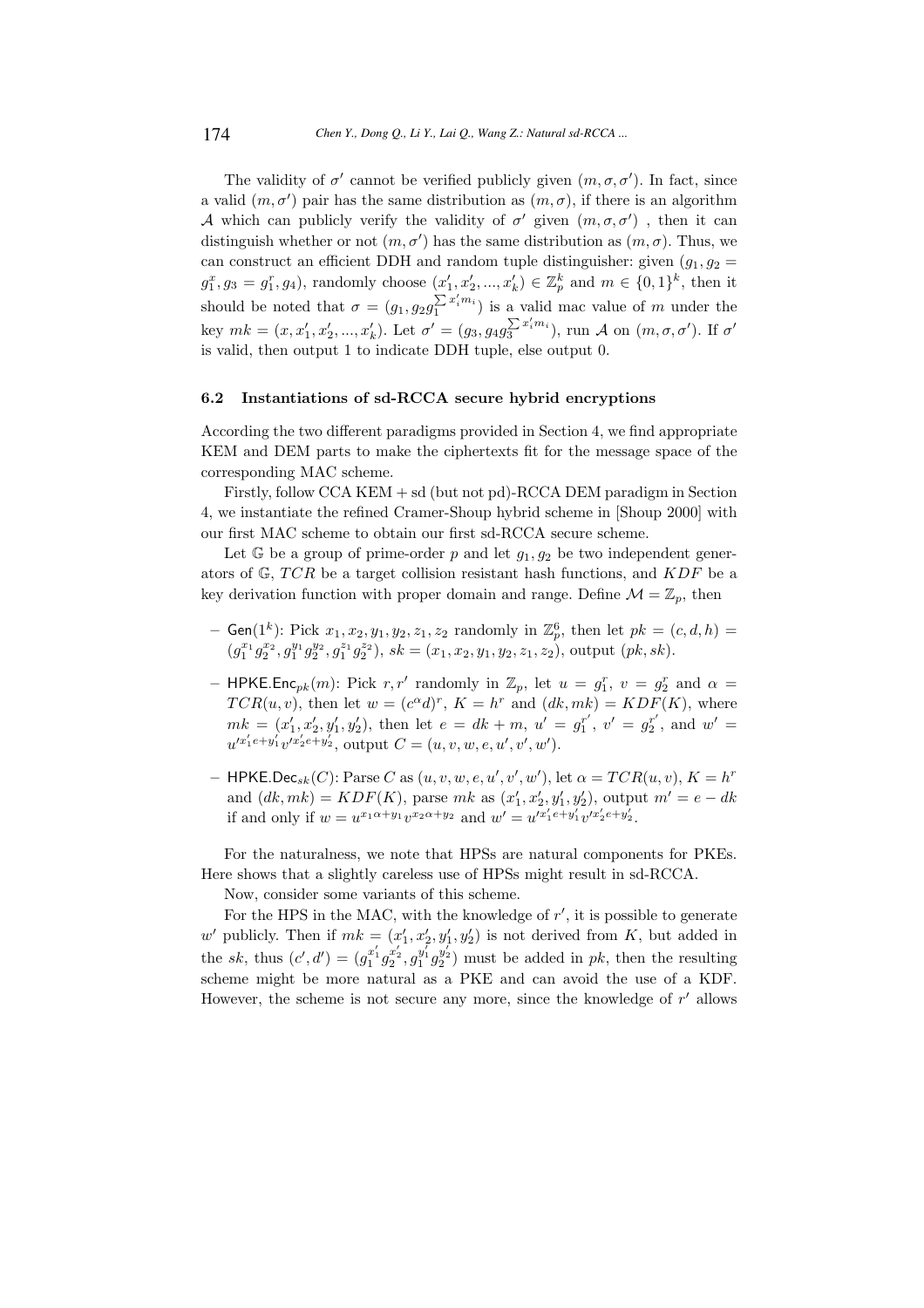The validity of $\sigma'$ cannot be verified publicly given $(m, \sigma, \sigma')$. In fact, since a valid $(m, \sigma')$ pair has the same distribution as $(m, \sigma)$, if there is an algorithm $\mathcal{A}$ which can publicly verify the validity of $\sigma'$ given $(m, \sigma, \sigma')$ , then it can distinguish whether or not $(m, \sigma')$ has the same distribution as $(m, \sigma)$. Thus, we can construct an efficient DDH and random tuple distinguisher: given $(g_1, g_2 = g_1^x, g_3 = g_1^r, g_4)$, randomly choose $(x_1', x_2', ..., x_k') \in \mathbb{Z}_p^k$ and $m \in \{0,1\}^k$, then it should be noted that $\sigma = (g_1, g_2 g_1^{\sum x_i' m_i})$ is a valid mac value of $m$ under the key $mk = (x, x_1', x_2', ..., x_k')$. Let $\sigma' = (g_3, g_4 g_3^{\sum x_i' m_i})$, run $\mathcal{A}$ on $(m, \sigma, \sigma')$. If $\sigma'$ is valid, then output 1 to indicate DDH tuple, else output 0.

### 6.2 Instantiations of sd-RCCA secure hybrid encryptions

According the two different paradigms provided in Section 4, we find appropriate KEM and DEM parts to make the ciphertexts fit for the message space of the corresponding MAC scheme.

Firstly, follow CCA KEM + sd (but not pd)-RCCA DEM paradigm in Section 4, we instantiate the refined Cramer-Shoup hybrid scheme in [Shoup 2000] with our first MAC scheme to obtain our first sd-RCCA secure scheme.

Let $\mathbb{G}$ be a group of prime-order $p$ and let $g_1, g_2$ be two independent generators of $\mathbb{G}$, $TCR$ be a target collision resistant hash functions, and $KDF$ be a key derivation function with proper domain and range. Define $\mathcal{M} = \mathbb{Z}_p$, then

- $\mathsf{Gen}(1^k)$: Pick $x_1, x_2, y_1, y_2, z_1, z_2$ randomly in $\mathbb{Z}_p^6$, then let $pk = (c, d, h) = (g_1^{x_1} g_2^{x_2}, g_1^{y_1} g_2^{y_2}, g_1^{z_1} g_2^{z_2})$, $sk = (x_1, x_2, y_1, y_2, z_1, z_2)$, output $(pk, sk)$.
- $\mathsf{HPKE.Enc}_{pk}(m)$: Pick $r, r'$ randomly in $\mathbb{Z}_p$, let $u = g_1^r$, $v = g_2^r$ and $\alpha = TCR(u, v)$, then let $w = (c^\alpha d)^r$, $K = h^r$ and $(dk, mk) = KDF(K)$, where $mk = (x_1', x_2', y_1', y_2')$, then let $e = dk + m$, $u' = g_1^{r'}$, $v' = g_2^{r'}$, and $w' = u'^{x_1' e + y_1'} v'^{x_2' e + y_2'}$, output $C = (u, v, w, e, u', v', w')$.
- $\mathsf{HPKE.Dec}_{sk}(C)$: Parse $C$ as $(u, v, w, e, u', v', w')$, let $\alpha = TCR(u, v)$, $K = h^r$ and $(dk, mk) = KDF(K)$, parse $mk$ as $(x_1', x_2', y_1', y_2')$, output $m' = e - dk$ if and only if $w = u^{x_1 \alpha + y_1} v^{x_2 \alpha + y_2}$ and $w' = u'^{x_1' e + y_1'} v'^{x_2' e + y_2'}$.

For the naturalness, we note that HPSs are natural components for PKEs. Here shows that a slightly careless use of HPSs might result in sd-RCCA.

Now, consider some variants of this scheme.

For the HPS in the MAC, with the knowledge of $r'$, it is possible to generate $w'$ publicly. Then if $mk = (x_1', x_2', y_1', y_2')$ is not derived from $K$, but added in the $sk$, thus $(c', d') = (g_1^{x_1'} g_2^{x_2'}, g_1^{y_1'} g_2^{y_2'})$ must be added in $pk$, then the resulting scheme might be more natural as a PKE and can avoid the use of a KDF. However, the scheme is not secure any more, since the knowledge of $r'$ allows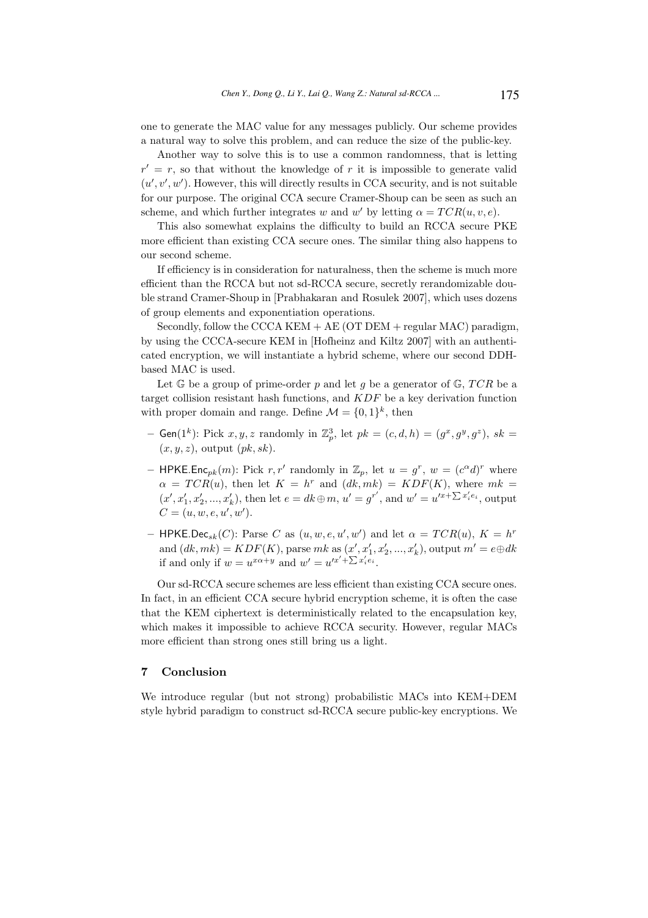one to generate the MAC value for any messages publicly. Our scheme provides a natural way to solve this problem, and can reduce the size of the public-key.

Another way to solve this is to use a common randomness, that is letting $r' = r$, so that without the knowledge of $r$ it is impossible to generate valid $(u', v', w')$. However, this will directly results in CCA security, and is not suitable for our purpose. The original CCA secure Cramer-Shoup can be seen as such an scheme, and which further integrates $w$ and $w'$ by letting $\alpha = TCR(u, v, e)$.

This also somewhat explains the difficulty to build an RCCA secure PKE more efficient than existing CCA secure ones. The similar thing also happens to our second scheme.

If efficiency is in consideration for naturalness, then the scheme is much more efficient than the RCCA but not sd-RCCA secure, secretly rerandomizable double strand Cramer-Shoup in [Prabhakaran and Rosulek 2007], which uses dozens of group elements and exponentiation operations.

Secondly, follow the CCCA KEM + AE (OT DEM + regular MAC) paradigm, by using the CCCA-secure KEM in [Hofheinz and Kiltz 2007] with an authenticated encryption, we will instantiate a hybrid scheme, where our second DDH-based MAC is used.

Let $\mathbb{G}$ be a group of prime-order $p$ and let $g$ be a generator of $\mathbb{G}$, $TCR$ be a target collision resistant hash functions, and $KDF$ be a key derivation function with proper domain and range. Define $\mathcal{M} = \{0, 1\}^k$, then

- $\mathsf{Gen}(1^k)$: Pick $x, y, z$ randomly in $\mathbb{Z}_p^3$, let $pk = (c, d, h) = (g^x, g^y, g^z)$, $sk = (x, y, z)$, output $(pk, sk)$.
- $\mathsf{HPKE.Enc}_{pk}(m)$: Pick $r, r'$ randomly in $\mathbb{Z}_p$, let $u = g^r$, $w = (c^\alpha d)^r$ where $\alpha = TCR(u)$, then let $K = h^r$ and $(dk, mk) = KDF(K)$, where $mk = (x', x_1', x_2', ..., x_k')$, then let $e = dk \oplus m$, $u' = g^{r'}$, and $w' = u'^{x + \sum x_i' e_i}$, output $C = (u, w, e, u', w')$.
- $\mathsf{HPKE.Dec}_{sk}(C)$: Parse $C$ as $(u, w, e, u', w')$ and let $\alpha = TCR(u)$, $K = h^r$ and $(dk, mk) = KDF(K)$, parse $mk$ as $(x', x_1', x_2', ..., x_k')$, output $m' = e \oplus dk$ if and only if $w = u^{x\alpha + y}$ and $w' = u'^{x' + \sum x_i' e_i}$.

Our sd-RCCA secure schemes are less efficient than existing CCA secure ones. In fact, in an efficient CCA secure hybrid encryption scheme, it is often the case that the KEM ciphertext is deterministically related to the encapsulation key, which makes it impossible to achieve RCCA security. However, regular MACs more efficient than strong ones still bring us a light.

## 7 Conclusion

We introduce regular (but not strong) probabilistic MACs into KEM+DEM style hybrid paradigm to construct sd-RCCA secure public-key encryptions. We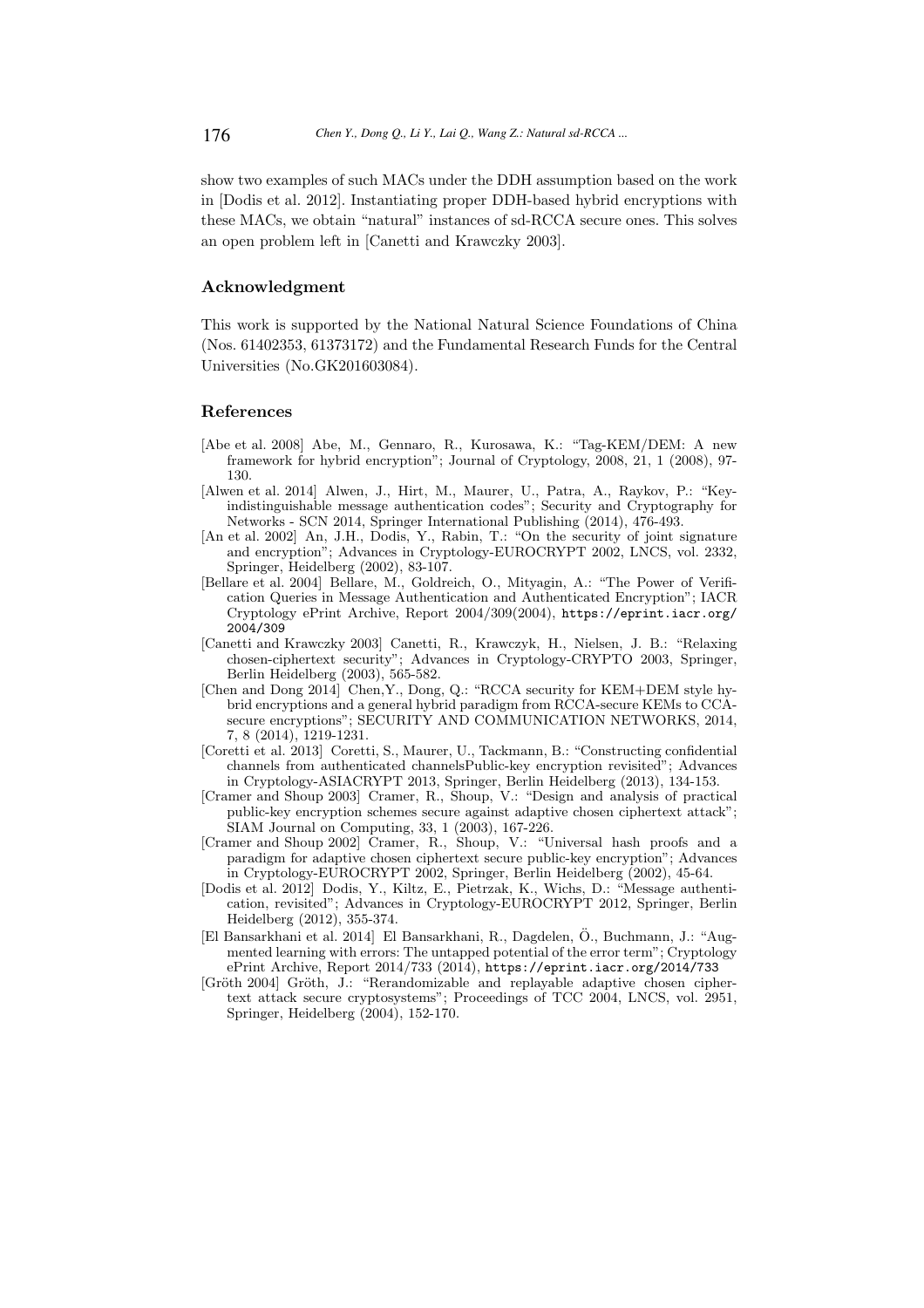show two examples of such MACs under the DDH assumption based on the work in [Dodis et al. 2012]. Instantiating proper DDH-based hybrid encryptions with these MACs, we obtain "natural" instances of sd-RCCA secure ones. This solves an open problem left in [Canetti and Krawczky 2003].

## Acknowledgment

This work is supported by the National Natural Science Foundations of China (Nos. 61402353, 61373172) and the Fundamental Research Funds for the Central Universities (No.GK201603084).

## References

[Abe et al. 2008] Abe, M., Gennaro, R., Kurosawa, K.: "Tag-KEM/DEM: A new framework for hybrid encryption"; Journal of Cryptology, 2008, 21, 1 (2008), 97-130.

[Alwen et al. 2014] Alwen, J., Hirt, M., Maurer, U., Patra, A., Raykov, P.: "Key-indistinguishable message authentication codes"; Security and Cryptography for Networks - SCN 2014, Springer International Publishing (2014), 476-493.

[An et al. 2002] An, J.H., Dodis, Y., Rabin, T.: "On the security of joint signature and encryption"; Advances in Cryptology-EUROCRYPT 2002, LNCS, vol. 2332, Springer, Heidelberg (2002), 83-107.

[Bellare et al. 2004] Bellare, M., Goldreich, O., Mityagin, A.: "The Power of Verification Queries in Message Authentication and Authenticated Encryption"; IACR Cryptology ePrint Archive, Report 2004/309(2004), https://eprint.iacr.org/2004/309

[Canetti and Krawczky 2003] Canetti, R., Krawczyk, H., Nielsen, J. B.: "Relaxing chosen-ciphertext security"; Advances in Cryptology-CRYPTO 2003, Springer, Berlin Heidelberg (2003), 565-582.

[Chen and Dong 2014] Chen,Y., Dong, Q.: "RCCA security for KEM+DEM style hybrid encryptions and a general hybrid paradigm from RCCA-secure KEMs to CCA-secure encryptions"; SECURITY AND COMMUNICATION NETWORKS, 2014, 7, 8 (2014), 1219-1231.

[Coretti et al. 2013] Coretti, S., Maurer, U., Tackmann, B.: "Constructing confidential channels from authenticated channelsPublic-key encryption revisited"; Advances in Cryptology-ASIACRYPT 2013, Springer, Berlin Heidelberg (2013), 134-153.

[Cramer and Shoup 2003] Cramer, R., Shoup, V.: "Design and analysis of practical public-key encryption schemes secure against adaptive chosen ciphertext attack"; SIAM Journal on Computing, 33, 1 (2003), 167-226.

[Cramer and Shoup 2002] Cramer, R., Shoup, V.: "Universal hash proofs and a paradigm for adaptive chosen ciphertext secure public-key encryption"; Advances in Cryptology-EUROCRYPT 2002, Springer, Berlin Heidelberg (2002), 45-64.

[Dodis et al. 2012] Dodis, Y., Kiltz, E., Pietrzak, K., Wichs, D.: "Message authentication, revisited"; Advances in Cryptology-EUROCRYPT 2012, Springer, Berlin Heidelberg (2012), 355-374.

[El Bansarkhani et al. 2014] El Bansarkhani, R., Dagdelen, Ö., Buchmann, J.: "Augmented learning with errors: The untapped potential of the error term"; Cryptology ePrint Archive, Report 2014/733 (2014), https://eprint.iacr.org/2014/733

[Gröth 2004] Gröth, J.: "Rerandomizable and replayable adaptive chosen ciphertext attack secure cryptosystems"; Proceedings of TCC 2004, LNCS, vol. 2951, Springer, Heidelberg (2004), 152-170.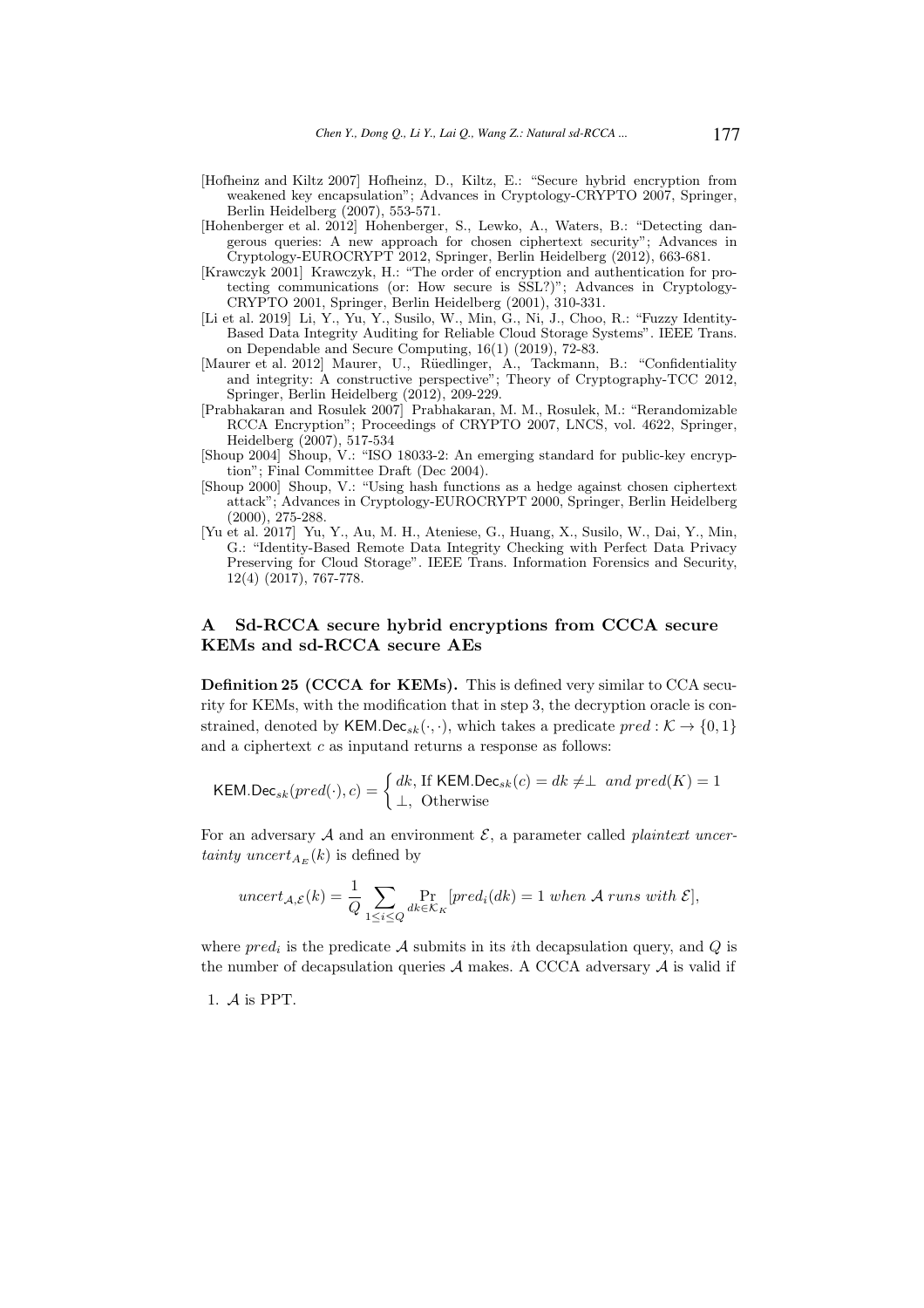[Hofheinz and Kiltz 2007] Hofheinz, D., Kiltz, E.: "Secure hybrid encryption from weakened key encapsulation"; Advances in Cryptology-CRYPTO 2007, Springer, Berlin Heidelberg (2007), 553-571.

[Hohenberger et al. 2012] Hohenberger, S., Lewko, A., Waters, B.: "Detecting dangerous queries: A new approach for chosen ciphertext security"; Advances in Cryptology-EUROCRYPT 2012, Springer, Berlin Heidelberg (2012), 663-681.

[Krawczyk 2001] Krawczyk, H.: "The order of encryption and authentication for protecting communications (or: How secure is SSL?)"; Advances in Cryptology-CRYPTO 2001, Springer, Berlin Heidelberg (2001), 310-331.

[Li et al. 2019] Li, Y., Yu, Y., Susilo, W., Min, G., Ni, J., Choo, R.: "Fuzzy Identity-Based Data Integrity Auditing for Reliable Cloud Storage Systems". IEEE Trans. on Dependable and Secure Computing, 16(1) (2019), 72-83.

[Maurer et al. 2012] Maurer, U., Rüedlinger, A., Tackmann, B.: "Confidentiality and integrity: A constructive perspective"; Theory of Cryptography-TCC 2012, Springer, Berlin Heidelberg (2012), 209-229.

[Prabhakaran and Rosulek 2007] Prabhakaran, M. M., Rosulek, M.: "Rerandomizable RCCA Encryption"; Proceedings of CRYPTO 2007, LNCS, vol. 4622, Springer, Heidelberg (2007), 517-534

[Shoup 2004] Shoup, V.: "ISO 18033-2: An emerging standard for public-key encryption"; Final Committee Draft (Dec 2004).

[Shoup 2000] Shoup, V.: "Using hash functions as a hedge against chosen ciphertext attack"; Advances in Cryptology-EUROCRYPT 2000, Springer, Berlin Heidelberg (2000), 275-288.

[Yu et al. 2017] Yu, Y., Au, M. H., Ateniese, G., Huang, X., Susilo, W., Dai, Y., Min, G.: "Identity-Based Remote Data Integrity Checking with Perfect Data Privacy Preserving for Cloud Storage". IEEE Trans. Information Forensics and Security, 12(4) (2017), 767-778.

# A Sd-RCCA secure hybrid encryptions from CCCA secure KEMs and sd-RCCA secure AEs

**Definition 25 (CCCA for KEMs).** This is defined very similar to CCA security for KEMs, with the modification that in step 3, the decryption oracle is constrained, denoted by $\mathsf{KEM.Dec}_{sk}(\cdot,\cdot)$, which takes a predicate $pred : \mathcal{K} \rightarrow \{0,1\}$ and a ciphertext $c$ as inputand returns a response as follows:

$$\mathsf{KEM.Dec}_{sk}(pred(\cdot), c) = \begin{cases} dk, \text{If } \mathsf{KEM.Dec}_{sk}(c) = dk \neq \perp \ \ and\ pred(K) = 1 \\ \perp, \ \text{Otherwise} \end{cases}$$

For an adversary $\mathcal{A}$ and an environment $\mathcal{E}$, a parameter called *plaintext uncertainty* $uncert_{A_E}(k)$ is defined by

$$uncert_{\mathcal{A},\mathcal{E}}(k) = \frac{1}{Q} \sum_{1 \leq i \leq Q} \Pr_{dk \in \mathcal{K}_K}[pred_i(dk) = 1 \ when\ \mathcal{A}\ runs\ with\ \mathcal{E}],$$

where $pred_i$ is the predicate $\mathcal{A}$ submits in its $i$th decapsulation query, and $Q$ is the number of decapsulation queries $\mathcal{A}$ makes. A CCCA adversary $\mathcal{A}$ is valid if

1. $\mathcal{A}$ is PPT.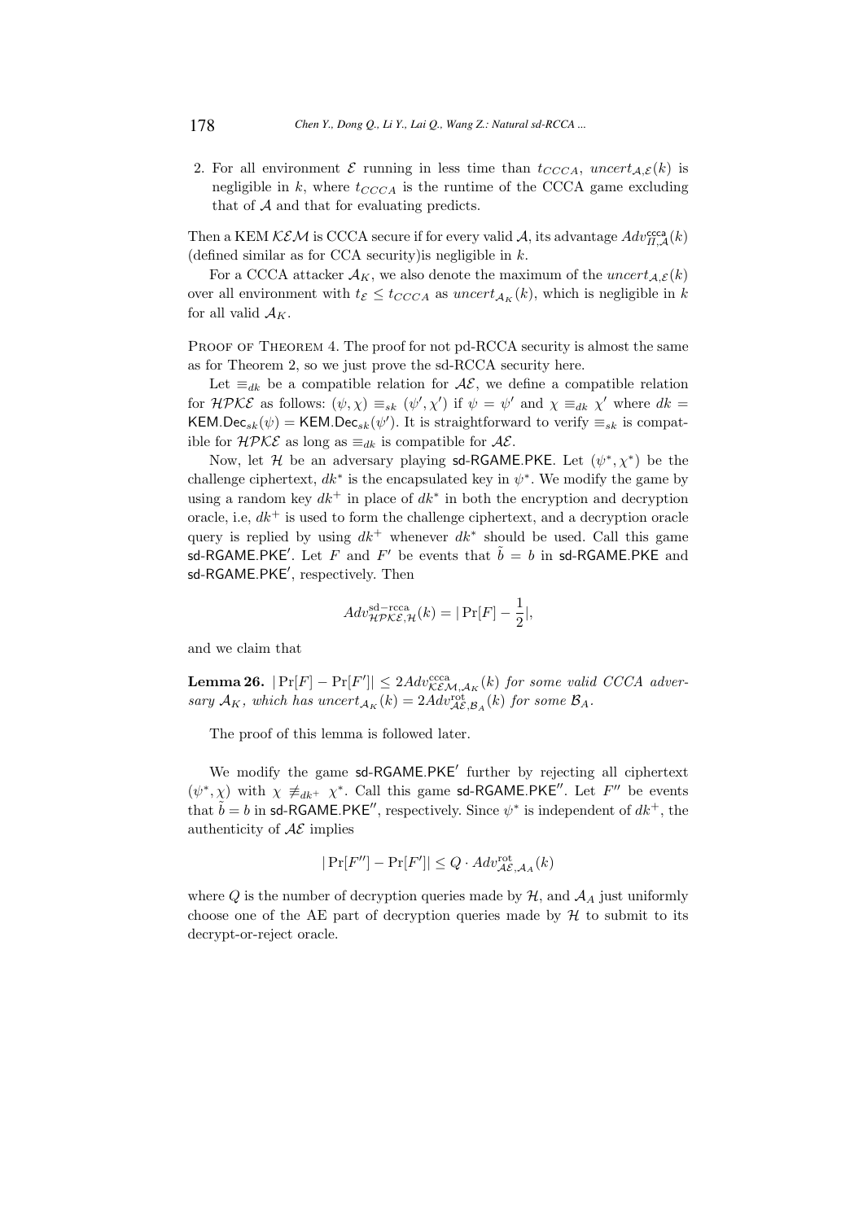2. For all environment $\mathcal{E}$ running in less time than $t_{CCCA}$, $uncert_{\mathcal{A},\mathcal{E}}(k)$ is negligible in $k$, where $t_{CCCA}$ is the runtime of the CCCA game excluding that of $\mathcal{A}$ and that for evaluating predicts.

Then a KEM $\mathcal{KEM}$ is CCCA secure if for every valid $\mathcal{A}$, its advantage $Adv^{\mathsf{ccca}}_{\Pi,\mathcal{A}}(k)$ (defined similar as for CCA security)is negligible in $k$.

For a CCCA attacker $\mathcal{A}_K$, we also denote the maximum of the $uncert_{\mathcal{A},\mathcal{E}}(k)$ over all environment with $t_{\mathcal{E}} \leq t_{CCCA}$ as $uncert_{\mathcal{A}_K}(k)$, which is negligible in $k$ for all valid $\mathcal{A}_K$.

Proof of Theorem 4. The proof for not pd-RCCA security is almost the same as for Theorem 2, so we just prove the sd-RCCA security here.

Let $\equiv_{dk}$ be a compatible relation for $\mathcal{AE}$, we define a compatible relation for $\mathcal{HPKE}$ as follows: $(\psi,\chi) \equiv_{sk} (\psi',\chi')$ if $\psi = \psi'$ and $\chi \equiv_{dk} \chi'$ where $dk = \mathsf{KEM.Dec}_{sk}(\psi) = \mathsf{KEM.Dec}_{sk}(\psi')$. It is straightforward to verify $\equiv_{sk}$ is compatible for $\mathcal{HPKE}$ as long as $\equiv_{dk}$ is compatible for $\mathcal{AE}$.

Now, let $\mathcal{H}$ be an adversary playing $\mathsf{sd\text{-}RGAME.PKE}$. Let $(\psi^*,\chi^*)$ be the challenge ciphertext, $dk^*$ is the encapsulated key in $\psi^*$. We modify the game by using a random key $dk^+$ in place of $dk^*$ in both the encryption and decryption oracle, i.e, $dk^+$ is used to form the challenge ciphertext, and a decryption oracle query is replied by using $dk^+$ whenever $dk^*$ should be used. Call this game $\mathsf{sd\text{-}RGAME.PKE'}$. Let $F$ and $F'$ be events that $\tilde{b} = b$ in $\mathsf{sd\text{-}RGAME.PKE}$ and $\mathsf{sd\text{-}RGAME.PKE'}$, respectively. Then

$$Adv^{\mathrm{sd-rcca}}_{\mathcal{HPKE},\mathcal{H}}(k) = |\Pr[F] - \frac{1}{2}|,$$

and we claim that

**Lemma 26.** $|\Pr[F] - \Pr[F']| \leq 2Adv^{\mathrm{ccca}}_{\mathcal{KEM},\mathcal{A}_K}(k)$ *for some valid CCCA adversary* $\mathcal{A}_K$*, which has* $uncert_{\mathcal{A}_K}(k) = 2Adv^{\mathrm{rot}}_{\mathcal{AE},\mathcal{B}_A}(k)$ *for some* $\mathcal{B}_A$*.*

The proof of this lemma is followed later.

We modify the game $\mathsf{sd\text{-}RGAME.PKE'}$ further by rejecting all ciphertext $(\psi^*,\chi)$ with $\chi \not\equiv_{dk^+} \chi^*$. Call this game $\mathsf{sd\text{-}RGAME.PKE''}$. Let $F''$ be events that $\tilde{b} = b$ in $\mathsf{sd\text{-}RGAME.PKE''}$, respectively. Since $\psi^*$ is independent of $dk^+$, the authenticity of $\mathcal{AE}$ implies

$$|\Pr[F''] - \Pr[F']| \leq Q \cdot Adv^{\mathrm{rot}}_{\mathcal{AE},\mathcal{A}_A}(k)$$

where $Q$ is the number of decryption queries made by $\mathcal{H}$, and $\mathcal{A}_A$ just uniformly choose one of the AE part of decryption queries made by $\mathcal{H}$ to submit to its decrypt-or-reject oracle.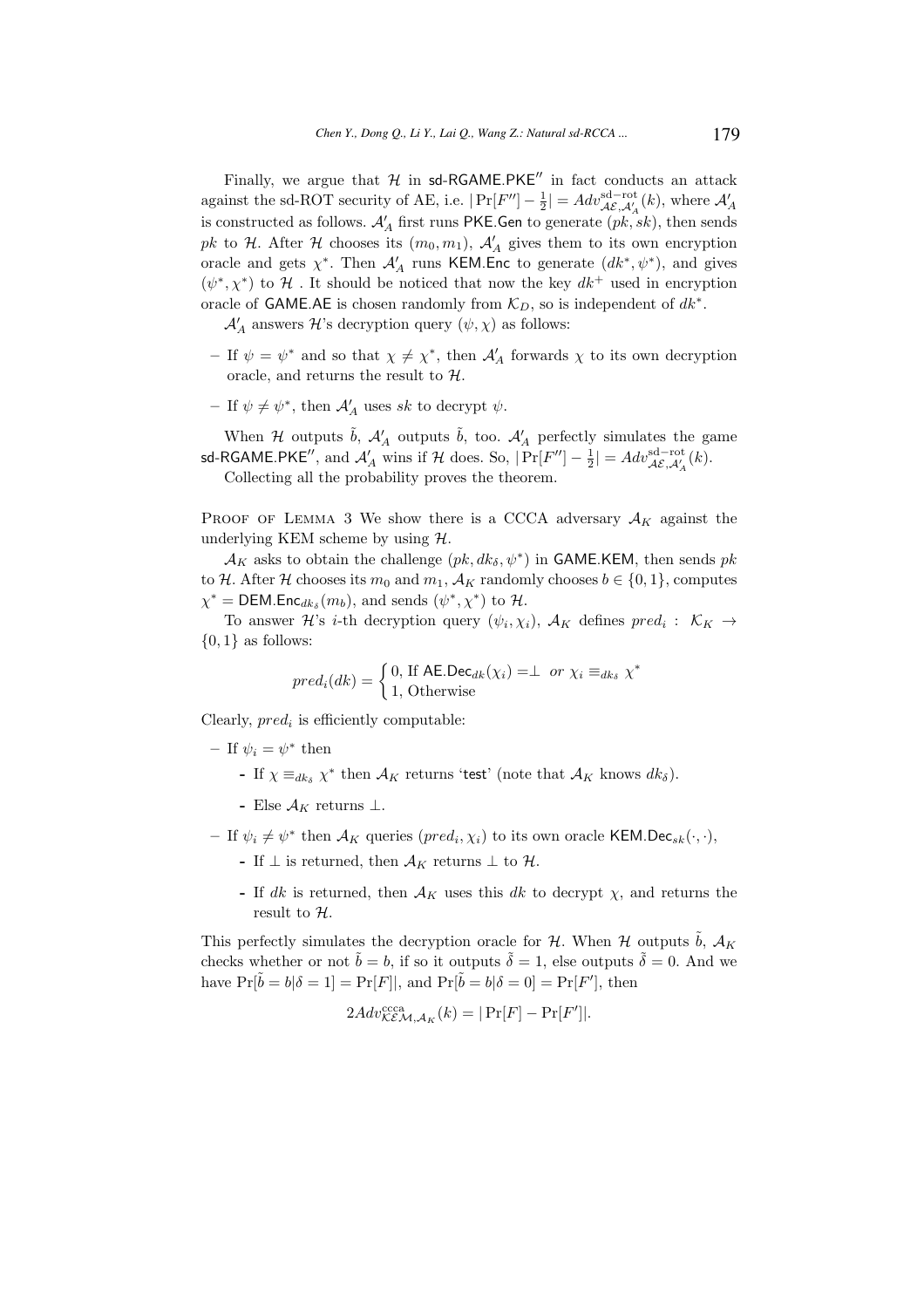Finally, we argue that $\mathcal{H}$ in sd-RGAME.PKE$''$ in fact conducts an attack against the sd-ROT security of AE, i.e. $|\Pr[F''] - \frac{1}{2}| = Adv^{\text{sd-rot}}_{\mathcal{AE},\mathcal{A}'_A}(k)$, where $\mathcal{A}'_A$ is constructed as follows. $\mathcal{A}'_A$ first runs PKE.Gen to generate $(pk, sk)$, then sends $pk$ to $\mathcal{H}$. After $\mathcal{H}$ chooses its $(m_0, m_1)$, $\mathcal{A}'_A$ gives them to its own encryption oracle and gets $\chi^*$. Then $\mathcal{A}'_A$ runs KEM.Enc to generate $(dk^*, \psi^*)$, and gives $(\psi^*, \chi^*)$ to $\mathcal{H}$ . It should be noticed that now the key $dk^+$ used in encryption oracle of GAME.AE is chosen randomly from $\mathcal{K}_D$, so is independent of $dk^*$.

$\mathcal{A}'_A$ answers $\mathcal{H}$'s decryption query $(\psi, \chi)$ as follows:

– If $\psi = \psi^*$ and so that $\chi \neq \chi^*$, then $\mathcal{A}'_A$ forwards $\chi$ to its own decryption oracle, and returns the result to $\mathcal{H}$.

– If $\psi \neq \psi^*$, then $\mathcal{A}'_A$ uses $sk$ to decrypt $\psi$.

When $\mathcal{H}$ outputs $\tilde{b}$, $\mathcal{A}'_A$ outputs $\tilde{b}$, too. $\mathcal{A}'_A$ perfectly simulates the game sd-RGAME.PKE$''$, and $\mathcal{A}'_A$ wins if $\mathcal{H}$ does. So, $|\Pr[F''] - \frac{1}{2}| = Adv^{\text{sd-rot}}_{\mathcal{AE},\mathcal{A}'_A}(k)$.

Collecting all the probability proves the theorem.

Proof of Lemma 3 We show there is a CCCA adversary $\mathcal{A}_K$ against the underlying KEM scheme by using $\mathcal{H}$.

$\mathcal{A}_K$ asks to obtain the challenge $(pk, dk_\delta, \psi^*)$ in GAME.KEM, then sends $pk$ to $\mathcal{H}$. After $\mathcal{H}$ chooses its $m_0$ and $m_1$, $\mathcal{A}_K$ randomly chooses $b \in \{0, 1\}$, computes $\chi^* = \mathsf{DEM.Enc}_{dk_\delta}(m_b)$, and sends $(\psi^*, \chi^*)$ to $\mathcal{H}$.

To answer $\mathcal{H}$'s $i$-th decryption query $(\psi_i, \chi_i)$, $\mathcal{A}_K$ defines $pred_i : \mathcal{K}_K \rightarrow \{0, 1\}$ as follows:

$$pred_i(dk) = \begin{cases} 0, \text{ If } \mathsf{AE.Dec}_{dk}(\chi_i) = \perp \; or \; \chi_i \equiv_{dk_\delta} \chi^* \\ 1, \text{ Otherwise} \end{cases}$$

Clearly, $pred_i$ is efficiently computable:

– If $\psi_i = \psi^*$ then
  - If $\chi \equiv_{dk_\delta} \chi^*$ then $\mathcal{A}_K$ returns 'test' (note that $\mathcal{A}_K$ knows $dk_\delta$).
  - Else $\mathcal{A}_K$ returns $\perp$.

– If $\psi_i \neq \psi^*$ then $\mathcal{A}_K$ queries $(pred_i, \chi_i)$ to its own oracle $\mathsf{KEM.Dec}_{sk}(\cdot, \cdot)$,
  - If $\perp$ is returned, then $\mathcal{A}_K$ returns $\perp$ to $\mathcal{H}$.
  - If $dk$ is returned, then $\mathcal{A}_K$ uses this $dk$ to decrypt $\chi$, and returns the result to $\mathcal{H}$.

This perfectly simulates the decryption oracle for $\mathcal{H}$. When $\mathcal{H}$ outputs $\tilde{b}$, $\mathcal{A}_K$ checks whether or not $\tilde{b} = b$, if so it outputs $\tilde{\delta} = 1$, else outputs $\tilde{\delta} = 0$. And we have $\Pr[\tilde{b} = b|\delta = 1] = \Pr[F]|$, and $\Pr[\tilde{b} = b|\delta = 0] = \Pr[F']$, then

$$2Adv^{\text{ccca}}_{\mathcal{KEM},\mathcal{A}_K}(k) = |\Pr[F] - \Pr[F']|.$$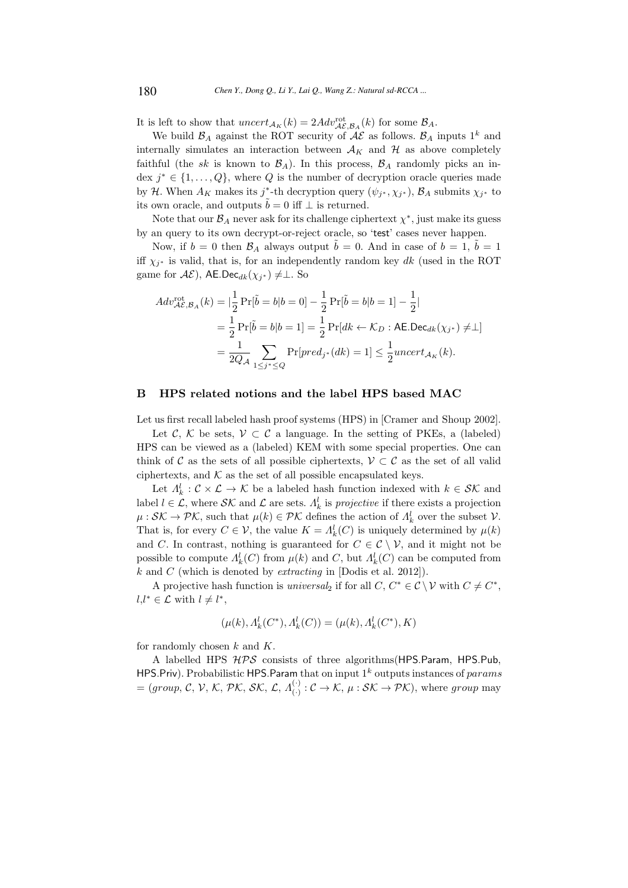It is left to show that $uncert_{\mathcal{A}_K}(k) = 2Adv^{\text{rot}}_{\mathcal{AE},\mathcal{B}_A}(k)$ for some $\mathcal{B}_A$.

We build $\mathcal{B}_A$ against the ROT security of $\mathcal{AE}$ as follows. $\mathcal{B}_A$ inputs $1^k$ and internally simulates an interaction between $\mathcal{A}_K$ and $\mathcal{H}$ as above completely faithful (the $sk$ is known to $\mathcal{B}_A$). In this process, $\mathcal{B}_A$ randomly picks an index $j^* \in \{1, \ldots, Q\}$, where $Q$ is the number of decryption oracle queries made by $\mathcal{H}$. When $A_K$ makes its $j^*$-th decryption query $(\psi_{j^*}, \chi_{j^*})$, $\mathcal{B}_A$ submits $\chi_{j^*}$ to its own oracle, and outputs $\tilde{b} = 0$ iff $\perp$ is returned.

Note that our $\mathcal{B}_A$ never ask for its challenge ciphertext $\chi^*$, just make its guess by an query to its own decrypt-or-reject oracle, so 'test' cases never happen.

Now, if $b = 0$ then $\mathcal{B}_A$ always output $\tilde{b} = 0$. And in case of $b = 1$, $\tilde{b} = 1$ iff $\chi_{j^*}$ is valid, that is, for an independently random key $dk$ (used in the ROT game for $\mathcal{AE}$), $\mathsf{AE.Dec}_{dk}(\chi_{j^*}) \neq \perp$. So

$$
\begin{aligned}
Adv^{\text{rot}}_{\mathcal{AE},\mathcal{B}_A}(k) &= |\frac{1}{2}\Pr[\tilde{b} = b | b = 0] - \frac{1}{2}\Pr[\tilde{b} = b | b = 1] - \frac{1}{2}| \\
&= \frac{1}{2}\Pr[\tilde{b} = b | b = 1] = \frac{1}{2}\Pr[dk \leftarrow \mathcal{K}_D : \mathsf{AE.Dec}_{dk}(\chi_{j^*}) \neq \perp] \\
&= \frac{1}{2Q_{\mathcal{A}}} \sum_{1 \leq j^* \leq Q} \Pr[pred_{j^*}(dk) = 1] \leq \frac{1}{2} uncert_{\mathcal{A}_K}(k).
\end{aligned}
$$

## B HPS related notions and the label HPS based MAC

Let us first recall labeled hash proof systems (HPS) in [Cramer and Shoup 2002].

Let $\mathcal{C}$, $\mathcal{K}$ be sets, $\mathcal{V} \subset \mathcal{C}$ a language. In the setting of PKEs, a (labeled) HPS can be viewed as a (labeled) KEM with some special properties. One can think of $\mathcal{C}$ as the sets of all possible ciphertexts, $\mathcal{V} \subset \mathcal{C}$ as the set of all valid ciphertexts, and $\mathcal{K}$ as the set of all possible encapsulated keys.

Let $\Lambda^l_k : \mathcal{C} \times \mathcal{L} \rightarrow \mathcal{K}$ be a labeled hash function indexed with $k \in \mathcal{SK}$ and label $l \in \mathcal{L}$, where $\mathcal{SK}$ and $\mathcal{L}$ are sets. $\Lambda^l_k$ is *projective* if there exists a projection $\mu : \mathcal{SK} \rightarrow \mathcal{PK}$, such that $\mu(k) \in \mathcal{PK}$ defines the action of $\Lambda^l_k$ over the subset $\mathcal{V}$. That is, for every $C \in \mathcal{V}$, the value $K = \Lambda^l_k(C)$ is uniquely determined by $\mu(k)$ and $C$. In contrast, nothing is guaranteed for $C \in \mathcal{C} \setminus \mathcal{V}$, and it might not be possible to compute $\Lambda^l_k(C)$ from $\mu(k)$ and $C$, but $\Lambda^l_k(C)$ can be computed from $k$ and $C$ (which is denoted by *extracting* in [Dodis et al. 2012]).

A projective hash function is *universal$_2$* if for all $C$, $C^* \in \mathcal{C} \setminus \mathcal{V}$ with $C \neq C^*$, $l$,$l^* \in \mathcal{L}$ with $l \neq l^*$,

$$
(\mu(k), \Lambda^l_k(C^*), \Lambda^l_k(C)) = (\mu(k), \Lambda^l_k(C^*), K)
$$

for randomly chosen $k$ and $K$.

A labelled HPS $\mathcal{HPS}$ consists of three algorithms($\mathsf{HPS.Param}$, $\mathsf{HPS.Pub}$, $\mathsf{HPS.Priv}$). Probabilistic $\mathsf{HPS.Param}$ that on input $1^k$ outputs instances of $params$ $= (group, \mathcal{C}, \mathcal{V}, \mathcal{K}, \mathcal{PK}, \mathcal{SK}, \mathcal{L}, \Lambda^{(\cdot)}_{(\cdot)} : \mathcal{C} \rightarrow \mathcal{K}, \mu : \mathcal{SK} \rightarrow \mathcal{PK})$, where $group$ may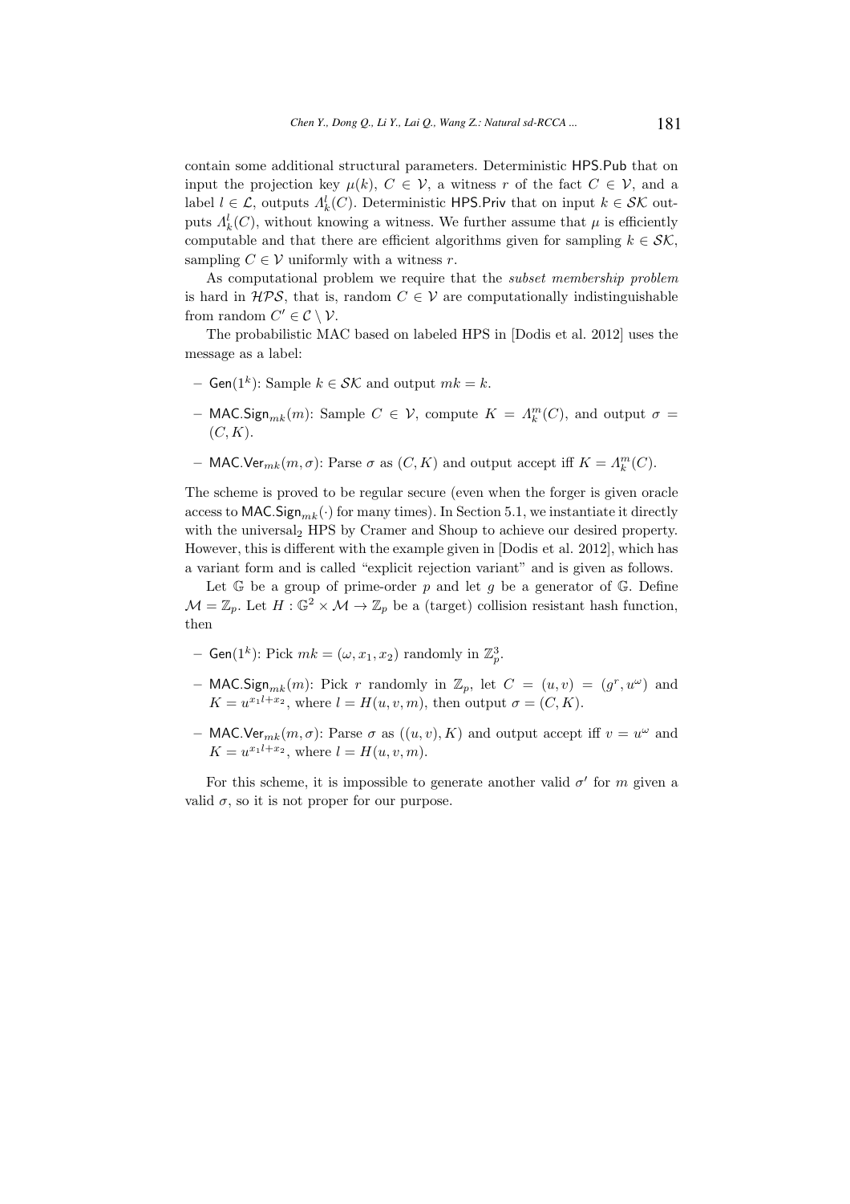contain some additional structural parameters. Deterministic HPS.Pub that on input the projection key $\mu(k)$, $C \in \mathcal{V}$, a witness $r$ of the fact $C \in \mathcal{V}$, and a label $l \in \mathcal{L}$, outputs $\Lambda_k^l(C)$. Deterministic HPS.Priv that on input $k \in \mathcal{SK}$ outputs $\Lambda_k^l(C)$, without knowing a witness. We further assume that $\mu$ is efficiently computable and that there are efficient algorithms given for sampling $k \in \mathcal{SK}$, sampling $C \in \mathcal{V}$ uniformly with a witness $r$.

As computational problem we require that the *subset membership problem* is hard in $\mathcal{HPS}$, that is, random $C \in \mathcal{V}$ are computationally indistinguishable from random $C' \in \mathcal{C} \setminus \mathcal{V}$.

The probabilistic MAC based on labeled HPS in [Dodis et al. 2012] uses the message as a label:

- $\mathsf{Gen}(1^k)$: Sample $k \in \mathcal{SK}$ and output $mk = k$.
- $\mathsf{MAC.Sign}_{mk}(m)$: Sample $C \in \mathcal{V}$, compute $K = \Lambda_k^m(C)$, and output $\sigma = (C, K)$.
- $\mathsf{MAC.Ver}_{mk}(m, \sigma)$: Parse $\sigma$ as $(C, K)$ and output accept iff $K = \Lambda_k^m(C)$.

The scheme is proved to be regular secure (even when the forger is given oracle access to $\mathsf{MAC.Sign}_{mk}(\cdot)$ for many times). In Section 5.1, we instantiate it directly with the universal$_2$ HPS by Cramer and Shoup to achieve our desired property. However, this is different with the example given in [Dodis et al. 2012], which has a variant form and is called "explicit rejection variant" and is given as follows.

Let $\mathbb{G}$ be a group of prime-order $p$ and let $g$ be a generator of $\mathbb{G}$. Define $\mathcal{M} = \mathbb{Z}_p$. Let $H : \mathbb{G}^2 \times \mathcal{M} \rightarrow \mathbb{Z}_p$ be a (target) collision resistant hash function, then

- $\mathsf{Gen}(1^k)$: Pick $mk = (\omega, x_1, x_2)$ randomly in $\mathbb{Z}_p^3$.
- $\mathsf{MAC.Sign}_{mk}(m)$: Pick $r$ randomly in $\mathbb{Z}_p$, let $C = (u, v) = (g^r, u^\omega)$ and $K = u^{x_1 l + x_2}$, where $l = H(u, v, m)$, then output $\sigma = (C, K)$.
- $\mathsf{MAC.Ver}_{mk}(m, \sigma)$: Parse $\sigma$ as $((u, v), K)$ and output accept iff $v = u^\omega$ and $K = u^{x_1 l + x_2}$, where $l = H(u, v, m)$.

For this scheme, it is impossible to generate another valid $\sigma'$ for $m$ given a valid $\sigma$, so it is not proper for our purpose.